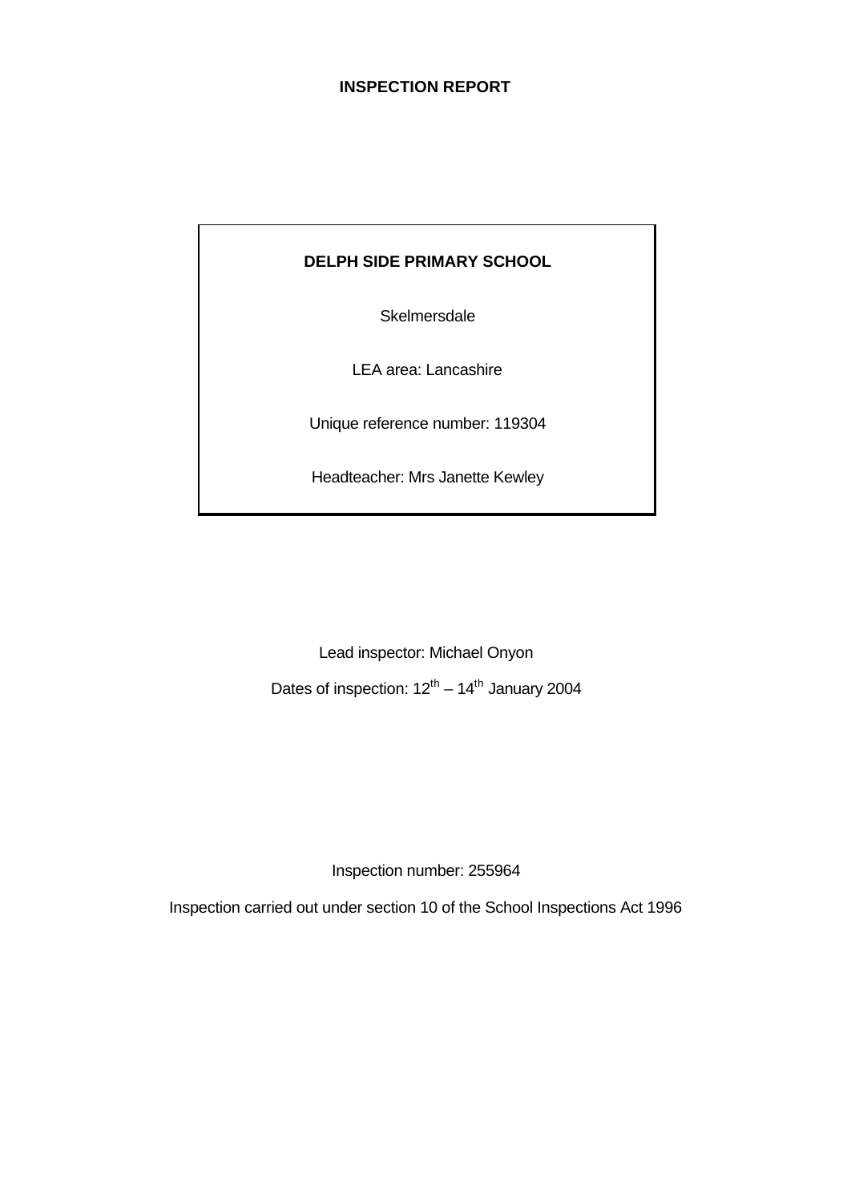# INSPECTION REPORT

**DELPH SIDE PRIMARY SCHOOL**

Skelmersdale

LEA area: Lancashire

Unique reference number: 119304

Headteacher: Mrs Janette Kewley

Lead inspector: Michael Onyon

Dates of inspection: 12th – 14th January 2004

Inspection number: 255964

Inspection carried out under section 10 of the School Inspections Act 1996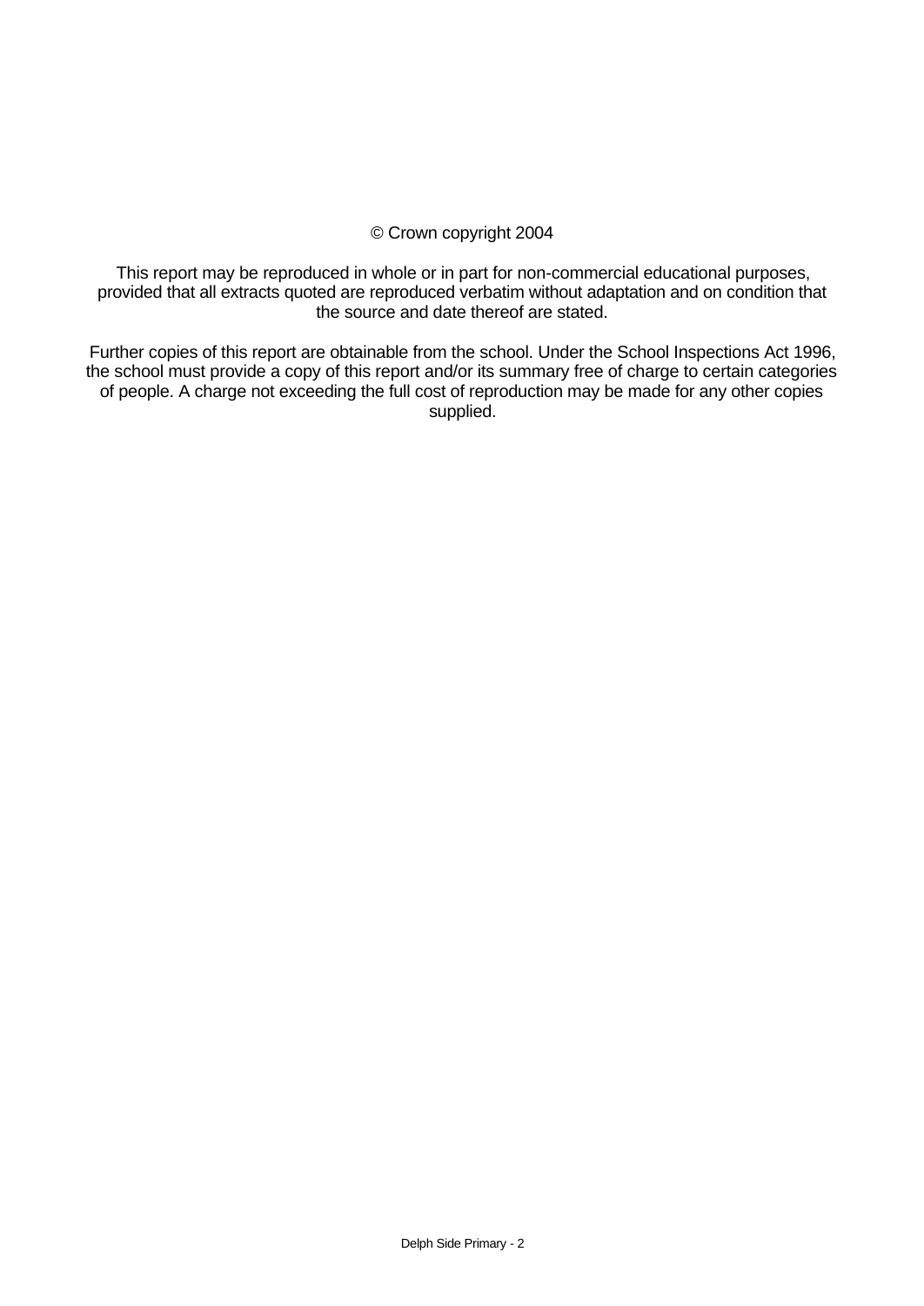© Crown copyright 2004

This report may be reproduced in whole or in part for non-commercial educational purposes, provided that all extracts quoted are reproduced verbatim without adaptation and on condition that the source and date thereof are stated.

Further copies of this report are obtainable from the school. Under the School Inspections Act 1996, the school must provide a copy of this report and/or its summary free of charge to certain categories of people. A charge not exceeding the full cost of reproduction may be made for any other copies supplied.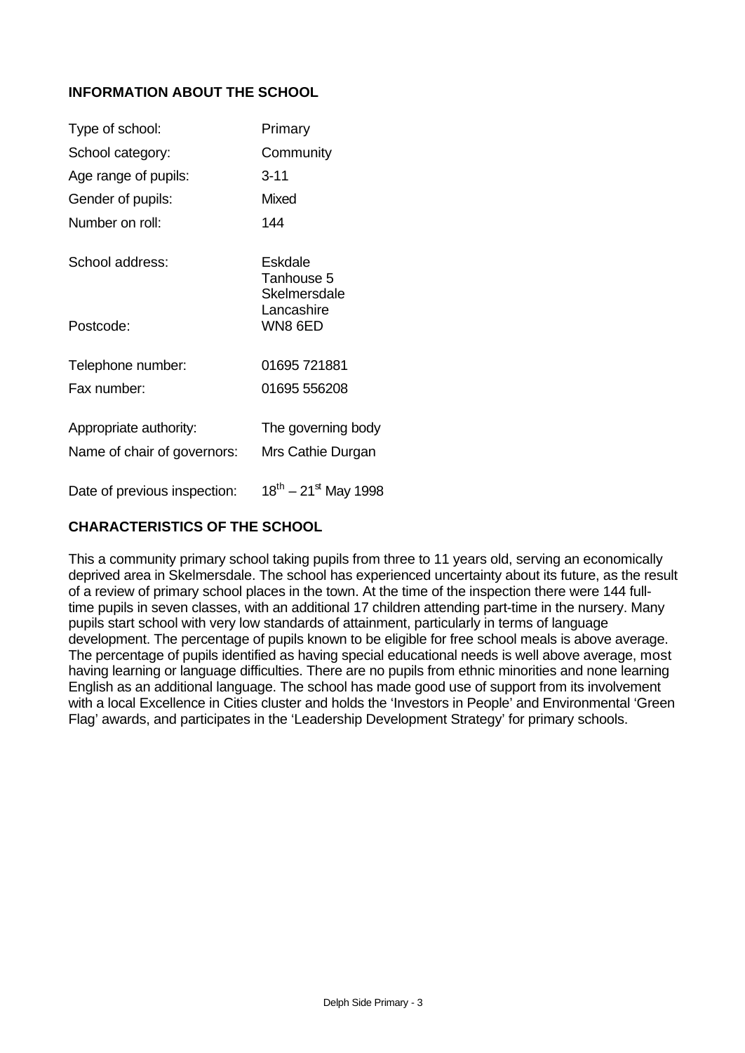## INFORMATION ABOUT THE SCHOOL

| | |
|---|---|
| Type of school: | Primary |
| School category: | Community |
| Age range of pupils: | 3-11 |
| Gender of pupils: | Mixed |
| Number on roll: | 144 |
| School address: | Eskdale<br>Tanhouse 5<br>Skelmersdale<br>Lancashire |
| Postcode: | WN8 6ED |
| Telephone number: | 01695 721881 |
| Fax number: | 01695 556208 |
| Appropriate authority: | The governing body |
| Name of chair of governors: | Mrs Cathie Durgan |
| Date of previous inspection: | 18th – 21st May 1998 |

## CHARACTERISTICS OF THE SCHOOL

This a community primary school taking pupils from three to 11 years old, serving an economically deprived area in Skelmersdale. The school has experienced uncertainty about its future, as the result of a review of primary school places in the town. At the time of the inspection there were 144 full-time pupils in seven classes, with an additional 17 children attending part-time in the nursery. Many pupils start school with very low standards of attainment, particularly in terms of language development. The percentage of pupils known to be eligible for free school meals is above average. The percentage of pupils identified as having special educational needs is well above average, most having learning or language difficulties. There are no pupils from ethnic minorities and none learning English as an additional language. The school has made good use of support from its involvement with a local Excellence in Cities cluster and holds the 'Investors in People' and Environmental 'Green Flag' awards, and participates in the 'Leadership Development Strategy' for primary schools.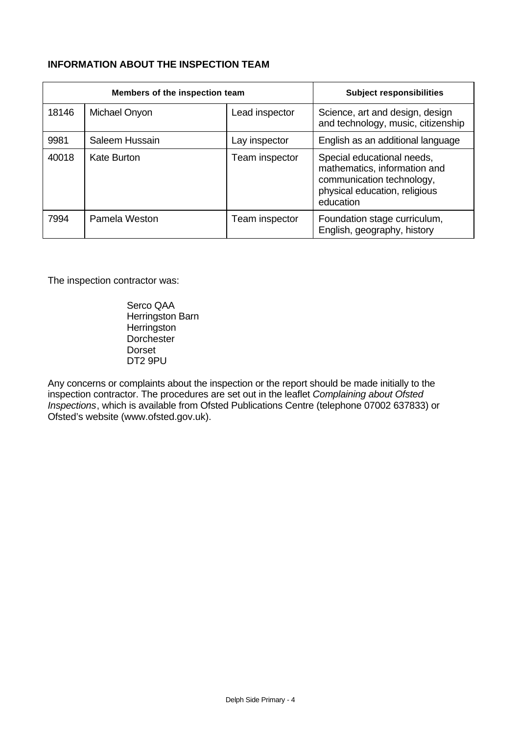## INFORMATION ABOUT THE INSPECTION TEAM

| Members of the inspection team | | | Subject responsibilities |
|---|---|---|---|
| 18146 | Michael Onyon | Lead inspector | Science, art and design, design and technology, music, citizenship |
| 9981 | Saleem Hussain | Lay inspector | English as an additional language |
| 40018 | Kate Burton | Team inspector | Special educational needs, mathematics, information and communication technology, physical education, religious education |
| 7994 | Pamela Weston | Team inspector | Foundation stage curriculum, English, geography, history |

The inspection contractor was:

Serco QAA
Herringston Barn
Herringston
Dorchester
Dorset
DT2 9PU

Any concerns or complaints about the inspection or the report should be made initially to the inspection contractor. The procedures are set out in the leaflet *Complaining about Ofsted Inspections*, which is available from Ofsted Publications Centre (telephone 07002 637833) or Ofsted's website (www.ofsted.gov.uk).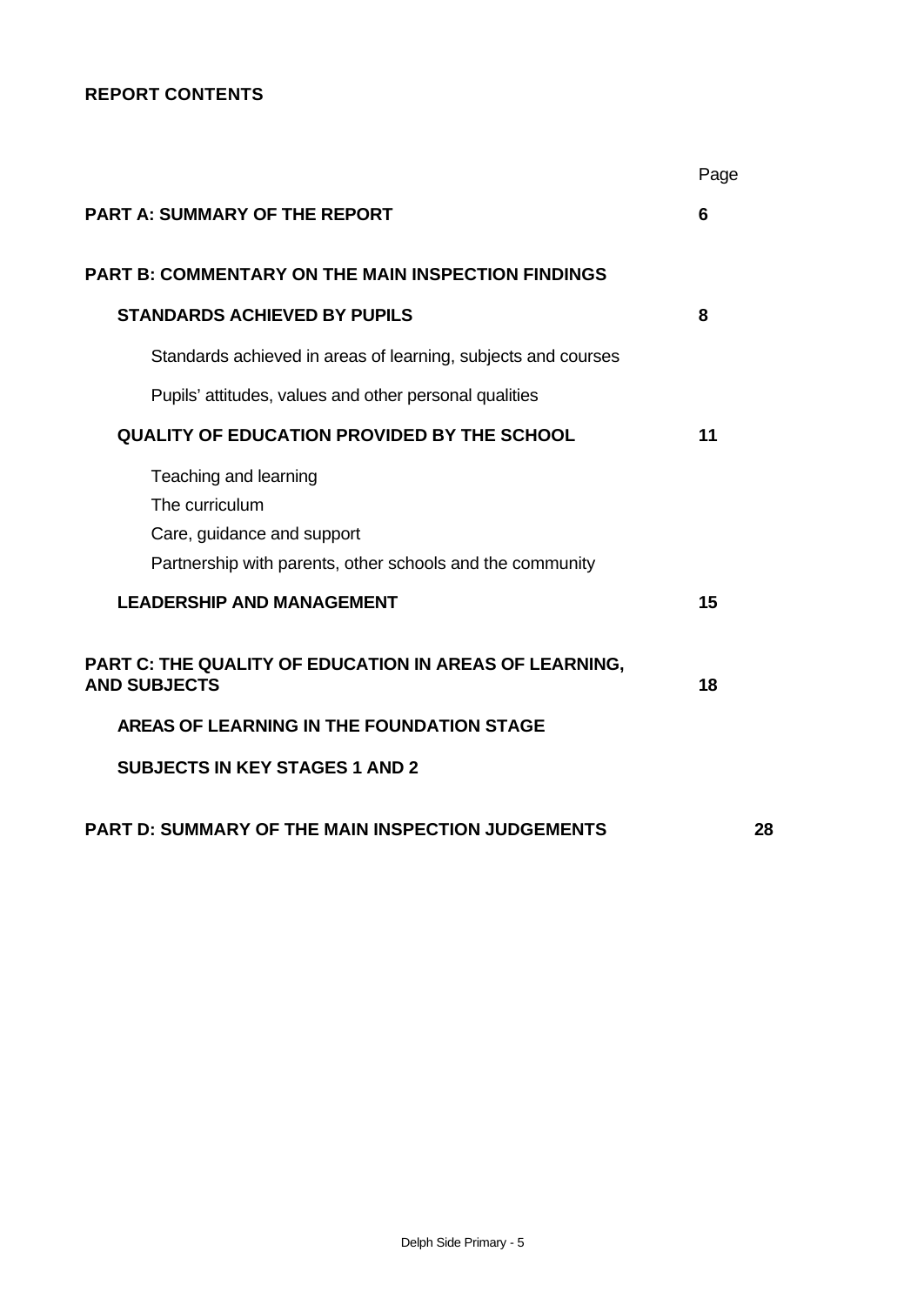**REPORT CONTENTS**

| | Page |
|---|---|
| **PART A: SUMMARY OF THE REPORT** | **6** |
| **PART B: COMMENTARY ON THE MAIN INSPECTION FINDINGS** | |
| **STANDARDS ACHIEVED BY PUPILS** | **8** |
| Standards achieved in areas of learning, subjects and courses | |
| Pupils' attitudes, values and other personal qualities | |
| **QUALITY OF EDUCATION PROVIDED BY THE SCHOOL** | **11** |
| Teaching and learning<br>The curriculum<br>Care, guidance and support<br>Partnership with parents, other schools and the community | |
| **LEADERSHIP AND MANAGEMENT** | **15** |
| **PART C: THE QUALITY OF EDUCATION IN AREAS OF LEARNING, AND SUBJECTS** | **18** |
| **AREAS OF LEARNING IN THE FOUNDATION STAGE** | |
| **SUBJECTS IN KEY STAGES 1 AND 2** | |
| **PART D: SUMMARY OF THE MAIN INSPECTION JUDGEMENTS** | **28** |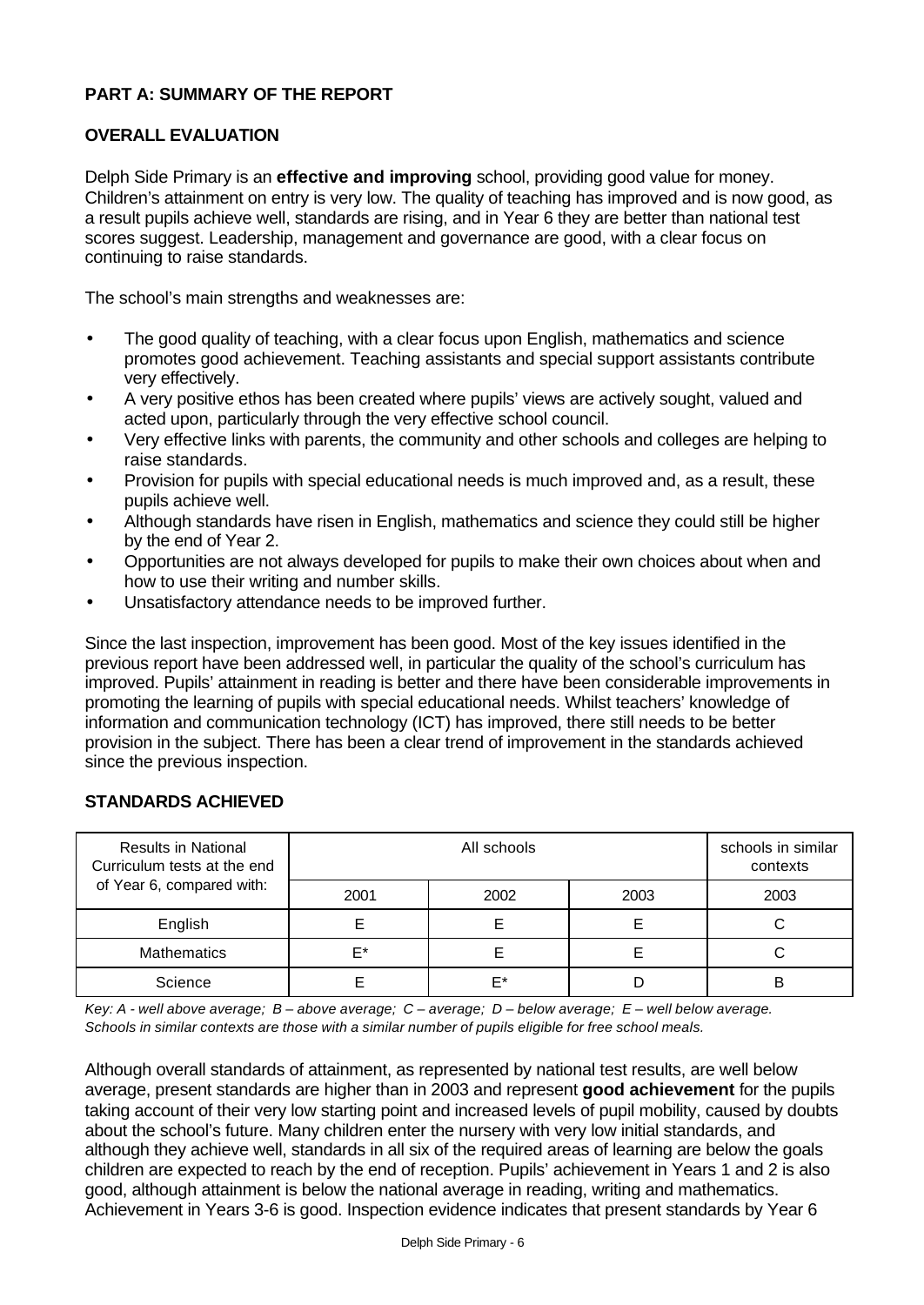## PART A: SUMMARY OF THE REPORT

### OVERALL EVALUATION

Delph Side Primary is an **effective and improving** school, providing good value for money. Children's attainment on entry is very low. The quality of teaching has improved and is now good, as a result pupils achieve well, standards are rising, and in Year 6 they are better than national test scores suggest. Leadership, management and governance are good, with a clear focus on continuing to raise standards.

The school's main strengths and weaknesses are:

- The good quality of teaching, with a clear focus upon English, mathematics and science promotes good achievement. Teaching assistants and special support assistants contribute very effectively.
- A very positive ethos has been created where pupils' views are actively sought, valued and acted upon, particularly through the very effective school council.
- Very effective links with parents, the community and other schools and colleges are helping to raise standards.
- Provision for pupils with special educational needs is much improved and, as a result, these pupils achieve well.
- Although standards have risen in English, mathematics and science they could still be higher by the end of Year 2.
- Opportunities are not always developed for pupils to make their own choices about when and how to use their writing and number skills.
- Unsatisfactory attendance needs to be improved further.

Since the last inspection, improvement has been good. Most of the key issues identified in the previous report have been addressed well, in particular the quality of the school's curriculum has improved. Pupils' attainment in reading is better and there have been considerable improvements in promoting the learning of pupils with special educational needs. Whilst teachers' knowledge of information and communication technology (ICT) has improved, there still needs to be better provision in the subject. There has been a clear trend of improvement in the standards achieved since the previous inspection.

### STANDARDS ACHIEVED

| Results in National Curriculum tests at the end of Year 6, compared with: | All schools | | | schools in similar contexts |
|---|---|---|---|---|
| | 2001 | 2002 | 2003 | 2003 |
| English | E | E | E | C |
| Mathematics | E* | E | E | C |
| Science | E | E* | D | B |

*Key: A - well above average; B – above average; C – average; D – below average; E – well below average. Schools in similar contexts are those with a similar number of pupils eligible for free school meals.*

Although overall standards of attainment, as represented by national test results, are well below average, present standards are higher than in 2003 and represent **good achievement** for the pupils taking account of their very low starting point and increased levels of pupil mobility, caused by doubts about the school's future. Many children enter the nursery with very low initial standards, and although they achieve well, standards in all six of the required areas of learning are below the goals children are expected to reach by the end of reception. Pupils' achievement in Years 1 and 2 is also good, although attainment is below the national average in reading, writing and mathematics. Achievement in Years 3-6 is good. Inspection evidence indicates that present standards by Year 6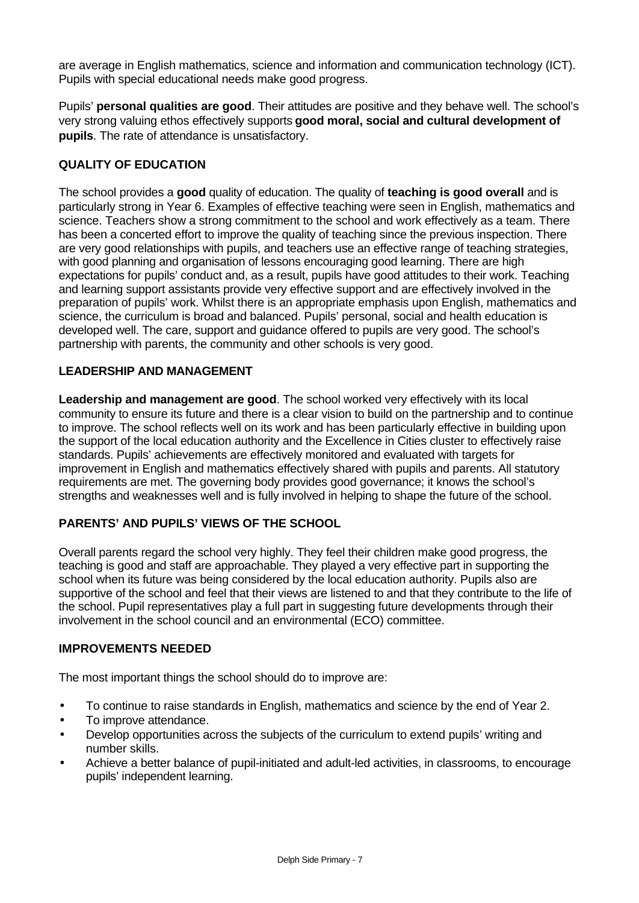are average in English mathematics, science and information and communication technology (ICT). Pupils with special educational needs make good progress.

Pupils' **personal qualities are good**. Their attitudes are positive and they behave well. The school's very strong valuing ethos effectively supports **good moral, social and cultural development of pupils**. The rate of attendance is unsatisfactory.

### QUALITY OF EDUCATION

The school provides a **good** quality of education. The quality of **teaching is good overall** and is particularly strong in Year 6. Examples of effective teaching were seen in English, mathematics and science. Teachers show a strong commitment to the school and work effectively as a team. There has been a concerted effort to improve the quality of teaching since the previous inspection. There are very good relationships with pupils, and teachers use an effective range of teaching strategies, with good planning and organisation of lessons encouraging good learning. There are high expectations for pupils' conduct and, as a result, pupils have good attitudes to their work. Teaching and learning support assistants provide very effective support and are effectively involved in the preparation of pupils' work. Whilst there is an appropriate emphasis upon English, mathematics and science, the curriculum is broad and balanced. Pupils' personal, social and health education is developed well. The care, support and guidance offered to pupils are very good. The school's partnership with parents, the community and other schools is very good.

### LEADERSHIP AND MANAGEMENT

**Leadership and management are good**. The school worked very effectively with its local community to ensure its future and there is a clear vision to build on the partnership and to continue to improve. The school reflects well on its work and has been particularly effective in building upon the support of the local education authority and the Excellence in Cities cluster to effectively raise standards. Pupils' achievements are effectively monitored and evaluated with targets for improvement in English and mathematics effectively shared with pupils and parents. All statutory requirements are met. The governing body provides good governance; it knows the school's strengths and weaknesses well and is fully involved in helping to shape the future of the school.

### PARENTS' AND PUPILS' VIEWS OF THE SCHOOL

Overall parents regard the school very highly. They feel their children make good progress, the teaching is good and staff are approachable. They played a very effective part in supporting the school when its future was being considered by the local education authority. Pupils also are supportive of the school and feel that their views are listened to and that they contribute to the life of the school. Pupil representatives play a full part in suggesting future developments through their involvement in the school council and an environmental (ECO) committee.

### IMPROVEMENTS NEEDED

The most important things the school should do to improve are:

- To continue to raise standards in English, mathematics and science by the end of Year 2.
- To improve attendance.
- Develop opportunities across the subjects of the curriculum to extend pupils' writing and number skills.
- Achieve a better balance of pupil-initiated and adult-led activities, in classrooms, to encourage pupils' independent learning.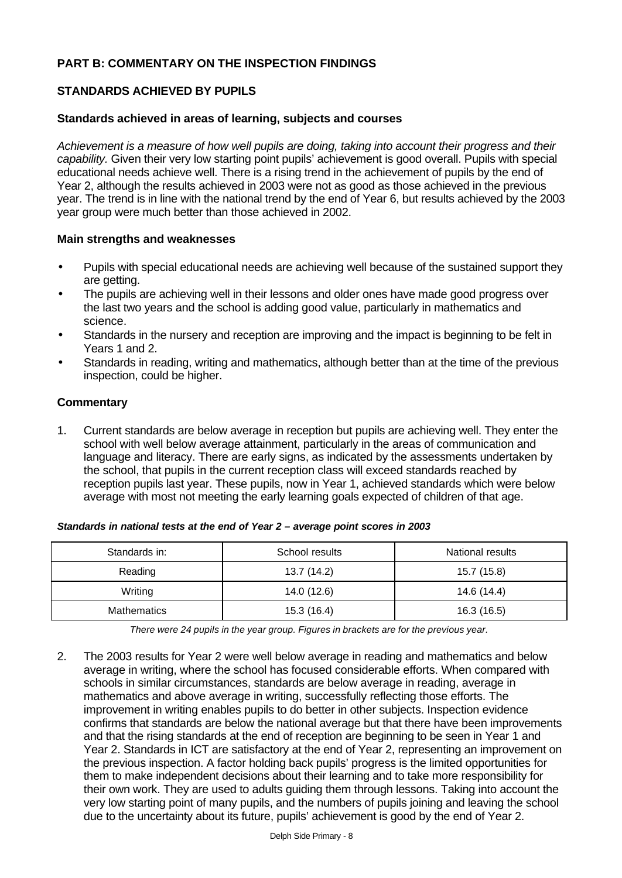## PART B: COMMENTARY ON THE INSPECTION FINDINGS

### STANDARDS ACHIEVED BY PUPILS

#### Standards achieved in areas of learning, subjects and courses

*Achievement is a measure of how well pupils are doing, taking into account their progress and their capability.* Given their very low starting point pupils' achievement is good overall. Pupils with special educational needs achieve well. There is a rising trend in the achievement of pupils by the end of Year 2, although the results achieved in 2003 were not as good as those achieved in the previous year. The trend is in line with the national trend by the end of Year 6, but results achieved by the 2003 year group were much better than those achieved in 2002.

#### Main strengths and weaknesses

- Pupils with special educational needs are achieving well because of the sustained support they are getting.
- The pupils are achieving well in their lessons and older ones have made good progress over the last two years and the school is adding good value, particularly in mathematics and science.
- Standards in the nursery and reception are improving and the impact is beginning to be felt in Years 1 and 2.
- Standards in reading, writing and mathematics, although better than at the time of the previous inspection, could be higher.

#### Commentary

1. Current standards are below average in reception but pupils are achieving well. They enter the school with well below average attainment, particularly in the areas of communication and language and literacy. There are early signs, as indicated by the assessments undertaken by the school, that pupils in the current reception class will exceed standards reached by reception pupils last year. These pupils, now in Year 1, achieved standards which were below average with most not meeting the early learning goals expected of children of that age.

***Standards in national tests at the end of Year 2 – average point scores in 2003***

| Standards in: | School results | National results |
|---|---|---|
| Reading | 13.7 (14.2) | 15.7 (15.8) |
| Writing | 14.0 (12.6) | 14.6 (14.4) |
| Mathematics | 15.3 (16.4) | 16.3 (16.5) |

*There were 24 pupils in the year group. Figures in brackets are for the previous year.*

2. The 2003 results for Year 2 were well below average in reading and mathematics and below average in writing, where the school has focused considerable efforts. When compared with schools in similar circumstances, standards are below average in reading, average in mathematics and above average in writing, successfully reflecting those efforts. The improvement in writing enables pupils to do better in other subjects. Inspection evidence confirms that standards are below the national average but that there have been improvements and that the rising standards at the end of reception are beginning to be seen in Year 1 and Year 2. Standards in ICT are satisfactory at the end of Year 2, representing an improvement on the previous inspection. A factor holding back pupils' progress is the limited opportunities for them to make independent decisions about their learning and to take more responsibility for their own work. They are used to adults guiding them through lessons. Taking into account the very low starting point of many pupils, and the numbers of pupils joining and leaving the school due to the uncertainty about its future, pupils' achievement is good by the end of Year 2.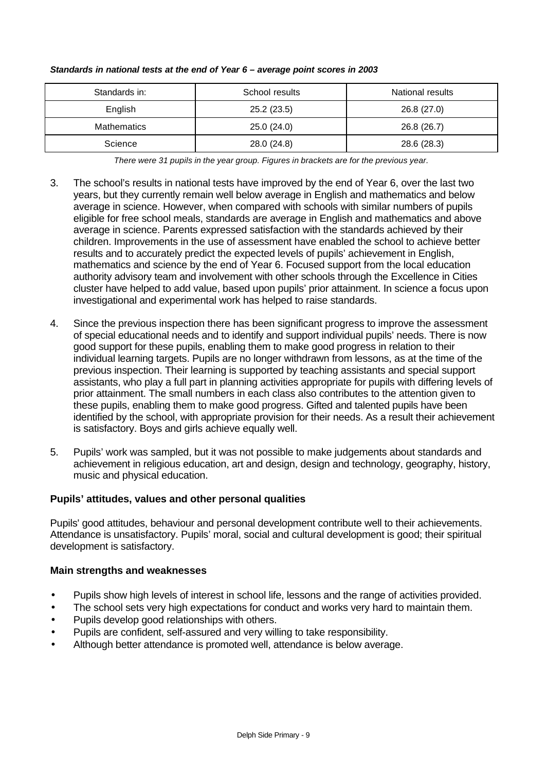***Standards in national tests at the end of Year 6 – average point scores in 2003***

| Standards in: | School results | National results |
|---|---|---|
| English | 25.2 (23.5) | 26.8 (27.0) |
| Mathematics | 25.0 (24.0) | 26.8 (26.7) |
| Science | 28.0 (24.8) | 28.6 (28.3) |

*There were 31 pupils in the year group. Figures in brackets are for the previous year.*

3. The school's results in national tests have improved by the end of Year 6, over the last two years, but they currently remain well below average in English and mathematics and below average in science. However, when compared with schools with similar numbers of pupils eligible for free school meals, standards are average in English and mathematics and above average in science. Parents expressed satisfaction with the standards achieved by their children. Improvements in the use of assessment have enabled the school to achieve better results and to accurately predict the expected levels of pupils' achievement in English, mathematics and science by the end of Year 6. Focused support from the local education authority advisory team and involvement with other schools through the Excellence in Cities cluster have helped to add value, based upon pupils' prior attainment. In science a focus upon investigational and experimental work has helped to raise standards.

4. Since the previous inspection there has been significant progress to improve the assessment of special educational needs and to identify and support individual pupils' needs. There is now good support for these pupils, enabling them to make good progress in relation to their individual learning targets. Pupils are no longer withdrawn from lessons, as at the time of the previous inspection. Their learning is supported by teaching assistants and special support assistants, who play a full part in planning activities appropriate for pupils with differing levels of prior attainment. The small numbers in each class also contributes to the attention given to these pupils, enabling them to make good progress. Gifted and talented pupils have been identified by the school, with appropriate provision for their needs. As a result their achievement is satisfactory. Boys and girls achieve equally well.

5. Pupils' work was sampled, but it was not possible to make judgements about standards and achievement in religious education, art and design, design and technology, geography, history, music and physical education.

### Pupils' attitudes, values and other personal qualities

Pupils' good attitudes, behaviour and personal development contribute well to their achievements. Attendance is unsatisfactory. Pupils' moral, social and cultural development is good; their spiritual development is satisfactory.

### Main strengths and weaknesses

- Pupils show high levels of interest in school life, lessons and the range of activities provided.
- The school sets very high expectations for conduct and works very hard to maintain them.
- Pupils develop good relationships with others.
- Pupils are confident, self-assured and very willing to take responsibility.
- Although better attendance is promoted well, attendance is below average.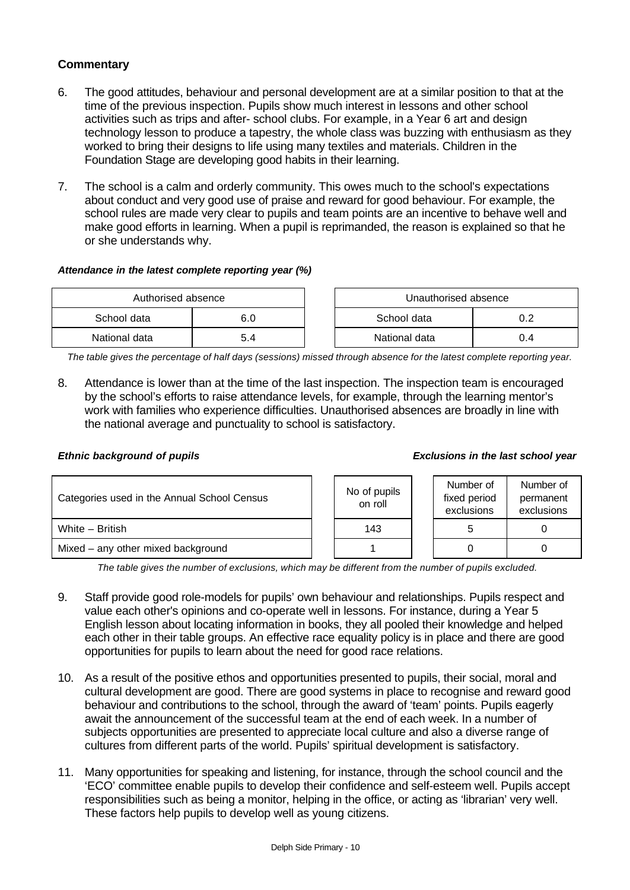### Commentary

6. The good attitudes, behaviour and personal development are at a similar position to that at the time of the previous inspection. Pupils show much interest in lessons and other school activities such as trips and after- school clubs. For example, in a Year 6 art and design technology lesson to produce a tapestry, the whole class was buzzing with enthusiasm as they worked to bring their designs to life using many textiles and materials. Children in the Foundation Stage are developing good habits in their learning.

7. The school is a calm and orderly community. This owes much to the school's expectations about conduct and very good use of praise and reward for good behaviour. For example, the school rules are made very clear to pupils and team points are an incentive to behave well and make good efforts in learning. When a pupil is reprimanded, the reason is explained so that he or she understands why.

***Attendance in the latest complete reporting year (%)***

| Authorised absence | |
|---|---|
| School data | 6.0 |
| National data | 5.4 |

| Unauthorised absence | |
|---|---|
| School data | 0.2 |
| National data | 0.4 |

*The table gives the percentage of half days (sessions) missed through absence for the latest complete reporting year.*

8. Attendance is lower than at the time of the last inspection. The inspection team is encouraged by the school's efforts to raise attendance levels, for example, through the learning mentor's work with families who experience difficulties. Unauthorised absences are broadly in line with the national average and punctuality to school is satisfactory.

***Ethnic background of pupils*** ***Exclusions in the last school year***

| Categories used in the Annual School Census | No of pupils on roll | Number of fixed period exclusions | Number of permanent exclusions |
|---|---|---|---|
| White – British | 143 | 5 | 0 |
| Mixed – any other mixed background | 1 | 0 | 0 |

*The table gives the number of exclusions, which may be different from the number of pupils excluded.*

9. Staff provide good role-models for pupils' own behaviour and relationships. Pupils respect and value each other's opinions and co-operate well in lessons. For instance, during a Year 5 English lesson about locating information in books, they all pooled their knowledge and helped each other in their table groups. An effective race equality policy is in place and there are good opportunities for pupils to learn about the need for good race relations.

10. As a result of the positive ethos and opportunities presented to pupils, their social, moral and cultural development are good. There are good systems in place to recognise and reward good behaviour and contributions to the school, through the award of 'team' points. Pupils eagerly await the announcement of the successful team at the end of each week. In a number of subjects opportunities are presented to appreciate local culture and also a diverse range of cultures from different parts of the world. Pupils' spiritual development is satisfactory.

11. Many opportunities for speaking and listening, for instance, through the school council and the 'ECO' committee enable pupils to develop their confidence and self-esteem well. Pupils accept responsibilities such as being a monitor, helping in the office, or acting as 'librarian' very well. These factors help pupils to develop well as young citizens.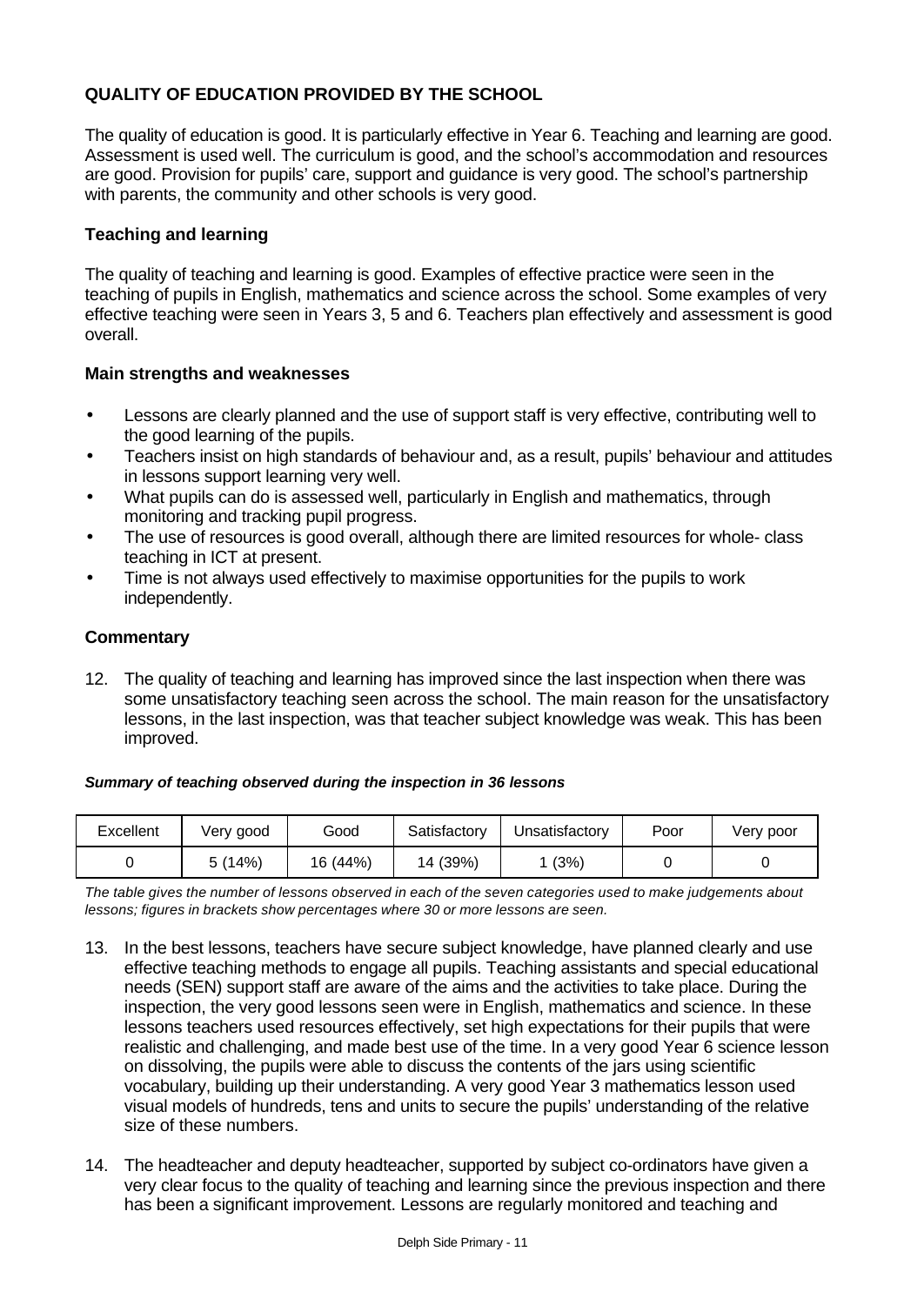## QUALITY OF EDUCATION PROVIDED BY THE SCHOOL

The quality of education is good. It is particularly effective in Year 6. Teaching and learning are good. Assessment is used well. The curriculum is good, and the school's accommodation and resources are good. Provision for pupils' care, support and guidance is very good. The school's partnership with parents, the community and other schools is very good.

### Teaching and learning

The quality of teaching and learning is good. Examples of effective practice were seen in the teaching of pupils in English, mathematics and science across the school. Some examples of very effective teaching were seen in Years 3, 5 and 6. Teachers plan effectively and assessment is good overall.

### Main strengths and weaknesses

- Lessons are clearly planned and the use of support staff is very effective, contributing well to the good learning of the pupils.
- Teachers insist on high standards of behaviour and, as a result, pupils' behaviour and attitudes in lessons support learning very well.
- What pupils can do is assessed well, particularly in English and mathematics, through monitoring and tracking pupil progress.
- The use of resources is good overall, although there are limited resources for whole- class teaching in ICT at present.
- Time is not always used effectively to maximise opportunities for the pupils to work independently.

### Commentary

12. The quality of teaching and learning has improved since the last inspection when there was some unsatisfactory teaching seen across the school. The main reason for the unsatisfactory lessons, in the last inspection, was that teacher subject knowledge was weak. This has been improved.

***Summary of teaching observed during the inspection in 36 lessons***

| Excellent | Very good | Good | Satisfactory | Unsatisfactory | Poor | Very poor |
|---|---|---|---|---|---|---|
| 0 | 5 (14%) | 16 (44%) | 14 (39%) | 1 (3%) | 0 | 0 |

*The table gives the number of lessons observed in each of the seven categories used to make judgements about lessons; figures in brackets show percentages where 30 or more lessons are seen.*

13. In the best lessons, teachers have secure subject knowledge, have planned clearly and use effective teaching methods to engage all pupils. Teaching assistants and special educational needs (SEN) support staff are aware of the aims and the activities to take place. During the inspection, the very good lessons seen were in English, mathematics and science. In these lessons teachers used resources effectively, set high expectations for their pupils that were realistic and challenging, and made best use of the time. In a very good Year 6 science lesson on dissolving, the pupils were able to discuss the contents of the jars using scientific vocabulary, building up their understanding. A very good Year 3 mathematics lesson used visual models of hundreds, tens and units to secure the pupils' understanding of the relative size of these numbers.

14. The headteacher and deputy headteacher, supported by subject co-ordinators have given a very clear focus to the quality of teaching and learning since the previous inspection and there has been a significant improvement. Lessons are regularly monitored and teaching and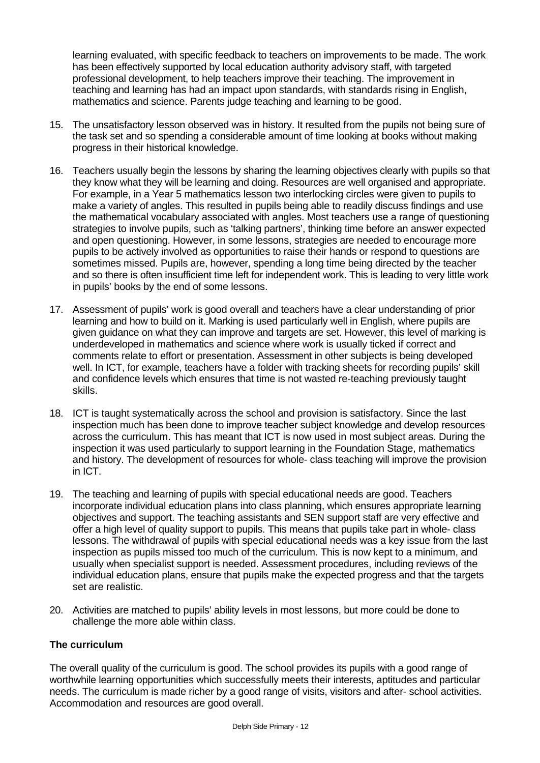learning evaluated, with specific feedback to teachers on improvements to be made. The work has been effectively supported by local education authority advisory staff, with targeted professional development, to help teachers improve their teaching. The improvement in teaching and learning has had an impact upon standards, with standards rising in English, mathematics and science. Parents judge teaching and learning to be good.

15. The unsatisfactory lesson observed was in history. It resulted from the pupils not being sure of the task set and so spending a considerable amount of time looking at books without making progress in their historical knowledge.

16. Teachers usually begin the lessons by sharing the learning objectives clearly with pupils so that they know what they will be learning and doing. Resources are well organised and appropriate. For example, in a Year 5 mathematics lesson two interlocking circles were given to pupils to make a variety of angles. This resulted in pupils being able to readily discuss findings and use the mathematical vocabulary associated with angles. Most teachers use a range of questioning strategies to involve pupils, such as 'talking partners', thinking time before an answer expected and open questioning. However, in some lessons, strategies are needed to encourage more pupils to be actively involved as opportunities to raise their hands or respond to questions are sometimes missed. Pupils are, however, spending a long time being directed by the teacher and so there is often insufficient time left for independent work. This is leading to very little work in pupils' books by the end of some lessons.

17. Assessment of pupils' work is good overall and teachers have a clear understanding of prior learning and how to build on it. Marking is used particularly well in English, where pupils are given guidance on what they can improve and targets are set. However, this level of marking is underdeveloped in mathematics and science where work is usually ticked if correct and comments relate to effort or presentation. Assessment in other subjects is being developed well. In ICT, for example, teachers have a folder with tracking sheets for recording pupils' skill and confidence levels which ensures that time is not wasted re-teaching previously taught skills.

18. ICT is taught systematically across the school and provision is satisfactory. Since the last inspection much has been done to improve teacher subject knowledge and develop resources across the curriculum. This has meant that ICT is now used in most subject areas. During the inspection it was used particularly to support learning in the Foundation Stage, mathematics and history. The development of resources for whole- class teaching will improve the provision in ICT.

19. The teaching and learning of pupils with special educational needs are good. Teachers incorporate individual education plans into class planning, which ensures appropriate learning objectives and support. The teaching assistants and SEN support staff are very effective and offer a high level of quality support to pupils. This means that pupils take part in whole- class lessons. The withdrawal of pupils with special educational needs was a key issue from the last inspection as pupils missed too much of the curriculum. This is now kept to a minimum, and usually when specialist support is needed. Assessment procedures, including reviews of the individual education plans, ensure that pupils make the expected progress and that the targets set are realistic.

20. Activities are matched to pupils' ability levels in most lessons, but more could be done to challenge the more able within class.

### The curriculum

The overall quality of the curriculum is good. The school provides its pupils with a good range of worthwhile learning opportunities which successfully meets their interests, aptitudes and particular needs. The curriculum is made richer by a good range of visits, visitors and after- school activities. Accommodation and resources are good overall.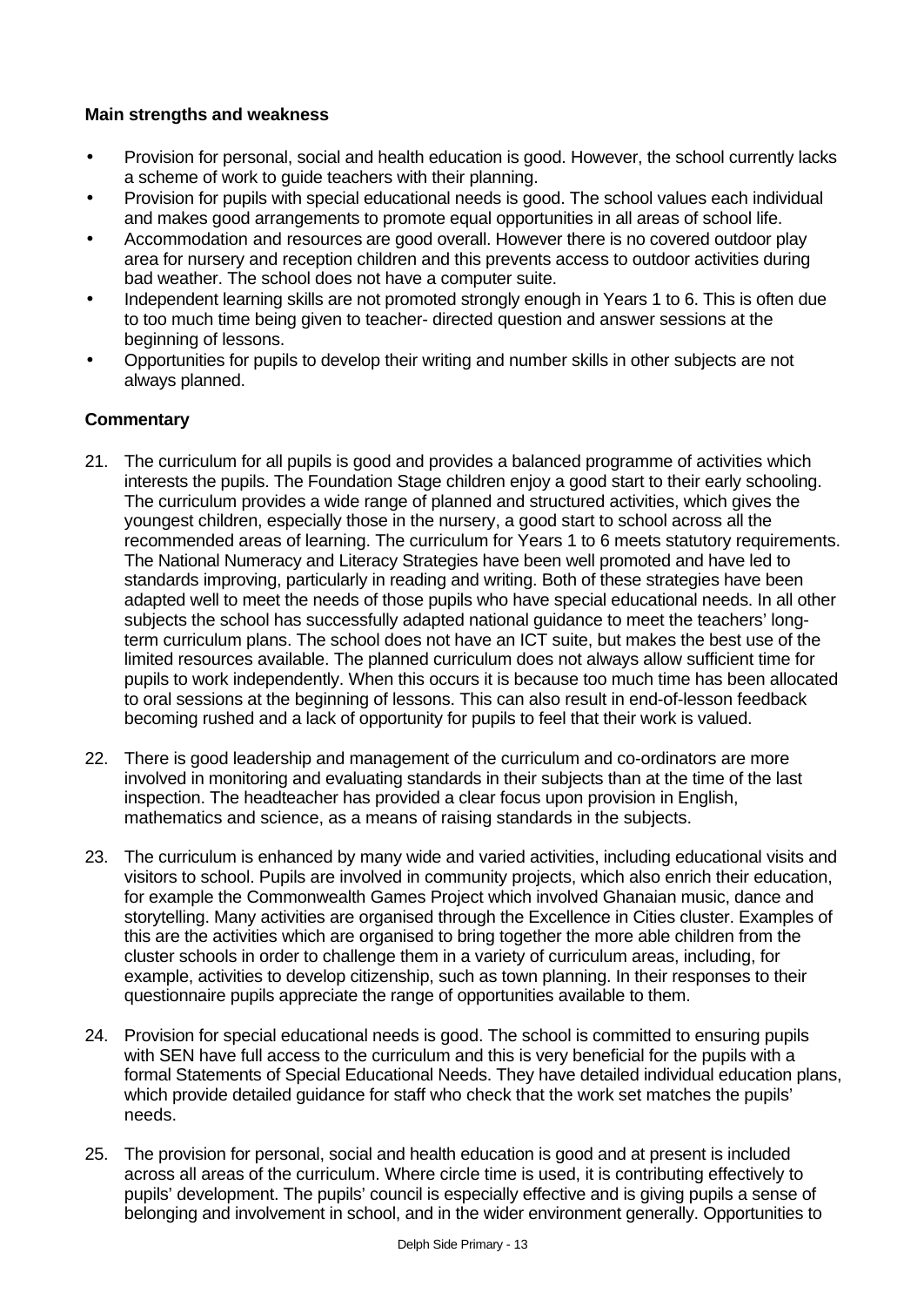**Main strengths and weakness**

- Provision for personal, social and health education is good. However, the school currently lacks a scheme of work to guide teachers with their planning.
- Provision for pupils with special educational needs is good. The school values each individual and makes good arrangements to promote equal opportunities in all areas of school life.
- Accommodation and resources are good overall. However there is no covered outdoor play area for nursery and reception children and this prevents access to outdoor activities during bad weather. The school does not have a computer suite.
- Independent learning skills are not promoted strongly enough in Years 1 to 6. This is often due to too much time being given to teacher- directed question and answer sessions at the beginning of lessons.
- Opportunities for pupils to develop their writing and number skills in other subjects are not always planned.

**Commentary**

21. The curriculum for all pupils is good and provides a balanced programme of activities which interests the pupils. The Foundation Stage children enjoy a good start to their early schooling. The curriculum provides a wide range of planned and structured activities, which gives the youngest children, especially those in the nursery, a good start to school across all the recommended areas of learning. The curriculum for Years 1 to 6 meets statutory requirements. The National Numeracy and Literacy Strategies have been well promoted and have led to standards improving, particularly in reading and writing. Both of these strategies have been adapted well to meet the needs of those pupils who have special educational needs. In all other subjects the school has successfully adapted national guidance to meet the teachers' long-term curriculum plans. The school does not have an ICT suite, but makes the best use of the limited resources available. The planned curriculum does not always allow sufficient time for pupils to work independently. When this occurs it is because too much time has been allocated to oral sessions at the beginning of lessons. This can also result in end-of-lesson feedback becoming rushed and a lack of opportunity for pupils to feel that their work is valued.

22. There is good leadership and management of the curriculum and co-ordinators are more involved in monitoring and evaluating standards in their subjects than at the time of the last inspection. The headteacher has provided a clear focus upon provision in English, mathematics and science, as a means of raising standards in the subjects.

23. The curriculum is enhanced by many wide and varied activities, including educational visits and visitors to school. Pupils are involved in community projects, which also enrich their education, for example the Commonwealth Games Project which involved Ghanaian music, dance and storytelling. Many activities are organised through the Excellence in Cities cluster. Examples of this are the activities which are organised to bring together the more able children from the cluster schools in order to challenge them in a variety of curriculum areas, including, for example, activities to develop citizenship, such as town planning. In their responses to their questionnaire pupils appreciate the range of opportunities available to them.

24. Provision for special educational needs is good. The school is committed to ensuring pupils with SEN have full access to the curriculum and this is very beneficial for the pupils with a formal Statements of Special Educational Needs. They have detailed individual education plans, which provide detailed guidance for staff who check that the work set matches the pupils' needs.

25. The provision for personal, social and health education is good and at present is included across all areas of the curriculum. Where circle time is used, it is contributing effectively to pupils' development. The pupils' council is especially effective and is giving pupils a sense of belonging and involvement in school, and in the wider environment generally. Opportunities to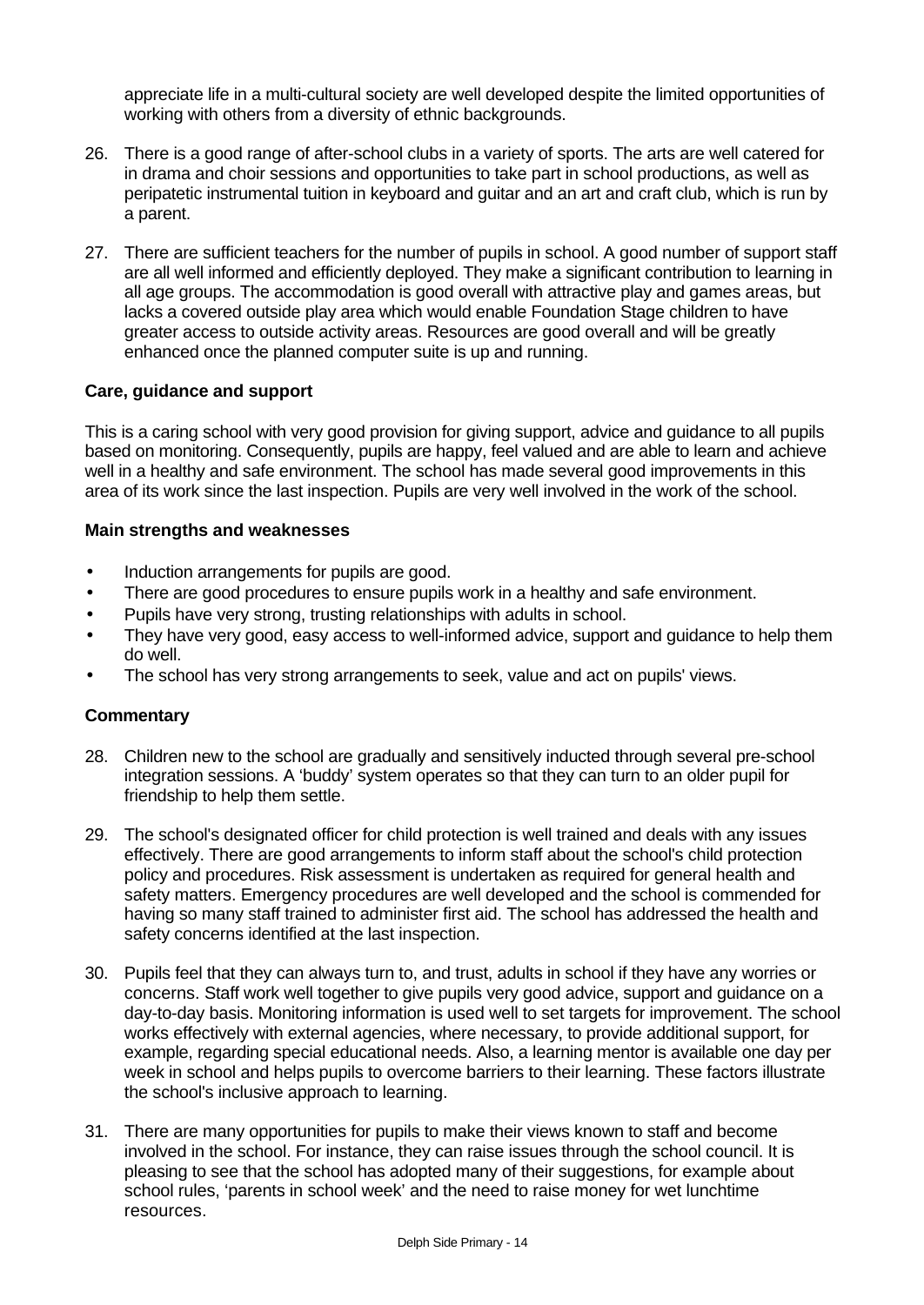appreciate life in a multi-cultural society are well developed despite the limited opportunities of working with others from a diversity of ethnic backgrounds.

26. There is a good range of after-school clubs in a variety of sports. The arts are well catered for in drama and choir sessions and opportunities to take part in school productions, as well as peripatetic instrumental tuition in keyboard and guitar and an art and craft club, which is run by a parent.

27. There are sufficient teachers for the number of pupils in school. A good number of support staff are all well informed and efficiently deployed. They make a significant contribution to learning in all age groups. The accommodation is good overall with attractive play and games areas, but lacks a covered outside play area which would enable Foundation Stage children to have greater access to outside activity areas. Resources are good overall and will be greatly enhanced once the planned computer suite is up and running.

### Care, guidance and support

This is a caring school with very good provision for giving support, advice and guidance to all pupils based on monitoring. Consequently, pupils are happy, feel valued and are able to learn and achieve well in a healthy and safe environment. The school has made several good improvements in this area of its work since the last inspection. Pupils are very well involved in the work of the school.

#### Main strengths and weaknesses

- Induction arrangements for pupils are good.
- There are good procedures to ensure pupils work in a healthy and safe environment.
- Pupils have very strong, trusting relationships with adults in school.
- They have very good, easy access to well-informed advice, support and guidance to help them do well.
- The school has very strong arrangements to seek, value and act on pupils' views.

#### Commentary

28. Children new to the school are gradually and sensitively inducted through several pre-school integration sessions. A 'buddy' system operates so that they can turn to an older pupil for friendship to help them settle.

29. The school's designated officer for child protection is well trained and deals with any issues effectively. There are good arrangements to inform staff about the school's child protection policy and procedures. Risk assessment is undertaken as required for general health and safety matters. Emergency procedures are well developed and the school is commended for having so many staff trained to administer first aid. The school has addressed the health and safety concerns identified at the last inspection.

30. Pupils feel that they can always turn to, and trust, adults in school if they have any worries or concerns. Staff work well together to give pupils very good advice, support and guidance on a day-to-day basis. Monitoring information is used well to set targets for improvement. The school works effectively with external agencies, where necessary, to provide additional support, for example, regarding special educational needs. Also, a learning mentor is available one day per week in school and helps pupils to overcome barriers to their learning. These factors illustrate the school's inclusive approach to learning.

31. There are many opportunities for pupils to make their views known to staff and become involved in the school. For instance, they can raise issues through the school council. It is pleasing to see that the school has adopted many of their suggestions, for example about school rules, 'parents in school week' and the need to raise money for wet lunchtime resources.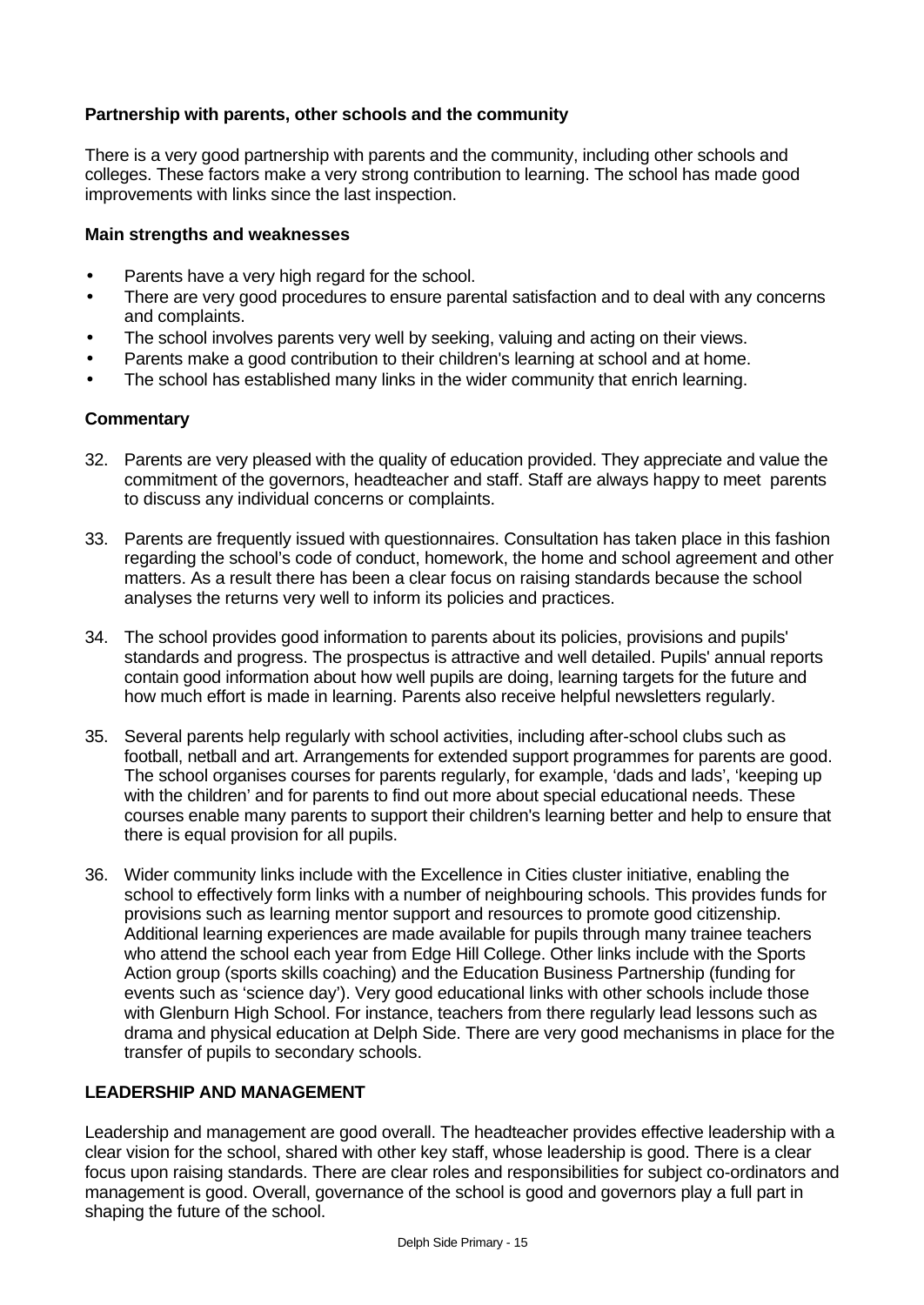### Partnership with parents, other schools and the community

There is a very good partnership with parents and the community, including other schools and colleges. These factors make a very strong contribution to learning. The school has made good improvements with links since the last inspection.

#### Main strengths and weaknesses

- Parents have a very high regard for the school.
- There are very good procedures to ensure parental satisfaction and to deal with any concerns and complaints.
- The school involves parents very well by seeking, valuing and acting on their views.
- Parents make a good contribution to their children's learning at school and at home.
- The school has established many links in the wider community that enrich learning.

#### Commentary

32. Parents are very pleased with the quality of education provided. They appreciate and value the commitment of the governors, headteacher and staff. Staff are always happy to meet parents to discuss any individual concerns or complaints.

33. Parents are frequently issued with questionnaires. Consultation has taken place in this fashion regarding the school's code of conduct, homework, the home and school agreement and other matters. As a result there has been a clear focus on raising standards because the school analyses the returns very well to inform its policies and practices.

34. The school provides good information to parents about its policies, provisions and pupils' standards and progress. The prospectus is attractive and well detailed. Pupils' annual reports contain good information about how well pupils are doing, learning targets for the future and how much effort is made in learning. Parents also receive helpful newsletters regularly.

35. Several parents help regularly with school activities, including after-school clubs such as football, netball and art. Arrangements for extended support programmes for parents are good. The school organises courses for parents regularly, for example, 'dads and lads', 'keeping up with the children' and for parents to find out more about special educational needs. These courses enable many parents to support their children's learning better and help to ensure that there is equal provision for all pupils.

36. Wider community links include with the Excellence in Cities cluster initiative, enabling the school to effectively form links with a number of neighbouring schools. This provides funds for provisions such as learning mentor support and resources to promote good citizenship. Additional learning experiences are made available for pupils through many trainee teachers who attend the school each year from Edge Hill College. Other links include with the Sports Action group (sports skills coaching) and the Education Business Partnership (funding for events such as 'science day'). Very good educational links with other schools include those with Glenburn High School. For instance, teachers from there regularly lead lessons such as drama and physical education at Delph Side. There are very good mechanisms in place for the transfer of pupils to secondary schools.

### LEADERSHIP AND MANAGEMENT

Leadership and management are good overall. The headteacher provides effective leadership with a clear vision for the school, shared with other key staff, whose leadership is good. There is a clear focus upon raising standards. There are clear roles and responsibilities for subject co-ordinators and management is good. Overall, governance of the school is good and governors play a full part in shaping the future of the school.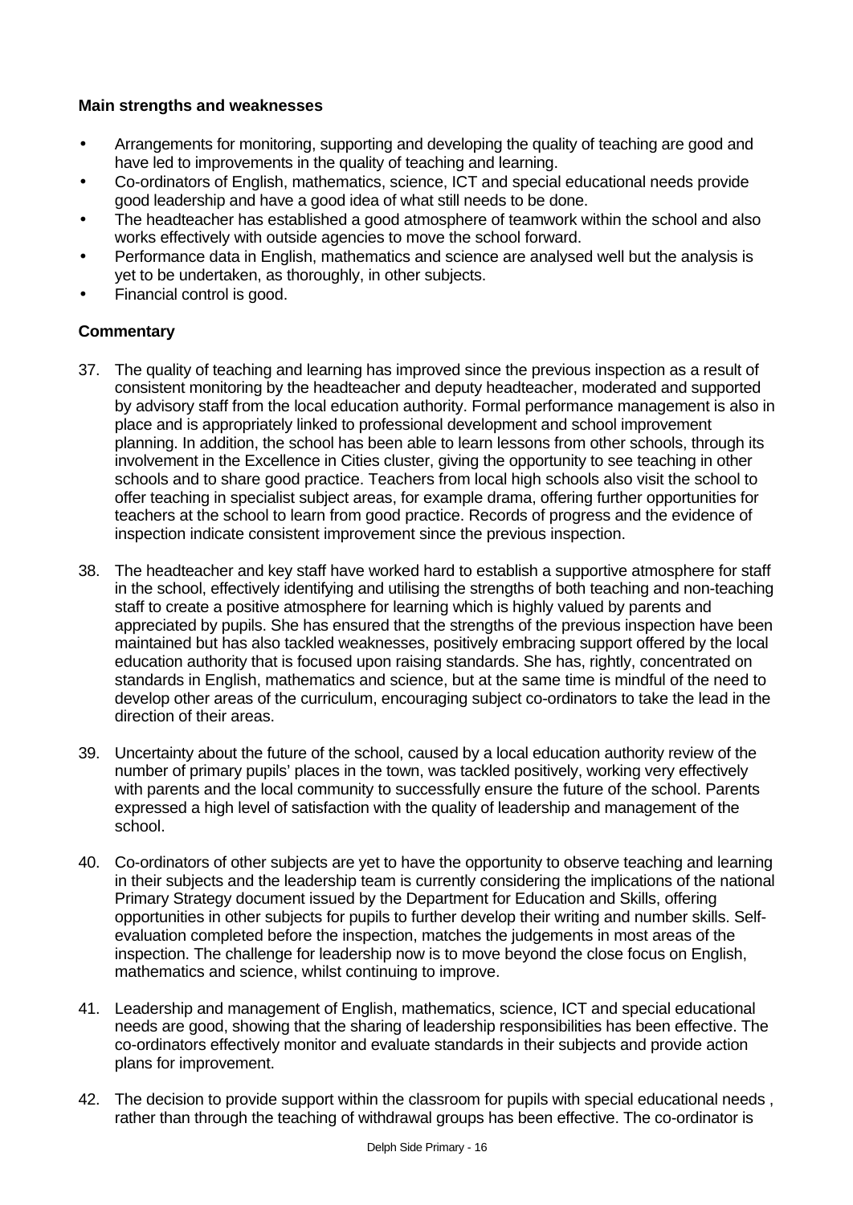**Main strengths and weaknesses**

- Arrangements for monitoring, supporting and developing the quality of teaching are good and have led to improvements in the quality of teaching and learning.
- Co-ordinators of English, mathematics, science, ICT and special educational needs provide good leadership and have a good idea of what still needs to be done.
- The headteacher has established a good atmosphere of teamwork within the school and also works effectively with outside agencies to move the school forward.
- Performance data in English, mathematics and science are analysed well but the analysis is yet to be undertaken, as thoroughly, in other subjects.
- Financial control is good.

**Commentary**

37. The quality of teaching and learning has improved since the previous inspection as a result of consistent monitoring by the headteacher and deputy headteacher, moderated and supported by advisory staff from the local education authority. Formal performance management is also in place and is appropriately linked to professional development and school improvement planning. In addition, the school has been able to learn lessons from other schools, through its involvement in the Excellence in Cities cluster, giving the opportunity to see teaching in other schools and to share good practice. Teachers from local high schools also visit the school to offer teaching in specialist subject areas, for example drama, offering further opportunities for teachers at the school to learn from good practice. Records of progress and the evidence of inspection indicate consistent improvement since the previous inspection.

38. The headteacher and key staff have worked hard to establish a supportive atmosphere for staff in the school, effectively identifying and utilising the strengths of both teaching and non-teaching staff to create a positive atmosphere for learning which is highly valued by parents and appreciated by pupils. She has ensured that the strengths of the previous inspection have been maintained but has also tackled weaknesses, positively embracing support offered by the local education authority that is focused upon raising standards. She has, rightly, concentrated on standards in English, mathematics and science, but at the same time is mindful of the need to develop other areas of the curriculum, encouraging subject co-ordinators to take the lead in the direction of their areas.

39. Uncertainty about the future of the school, caused by a local education authority review of the number of primary pupils' places in the town, was tackled positively, working very effectively with parents and the local community to successfully ensure the future of the school. Parents expressed a high level of satisfaction with the quality of leadership and management of the school.

40. Co-ordinators of other subjects are yet to have the opportunity to observe teaching and learning in their subjects and the leadership team is currently considering the implications of the national Primary Strategy document issued by the Department for Education and Skills, offering opportunities in other subjects for pupils to further develop their writing and number skills. Self-evaluation completed before the inspection, matches the judgements in most areas of the inspection. The challenge for leadership now is to move beyond the close focus on English, mathematics and science, whilst continuing to improve.

41. Leadership and management of English, mathematics, science, ICT and special educational needs are good, showing that the sharing of leadership responsibilities has been effective. The co-ordinators effectively monitor and evaluate standards in their subjects and provide action plans for improvement.

42. The decision to provide support within the classroom for pupils with special educational needs , rather than through the teaching of withdrawal groups has been effective. The co-ordinator is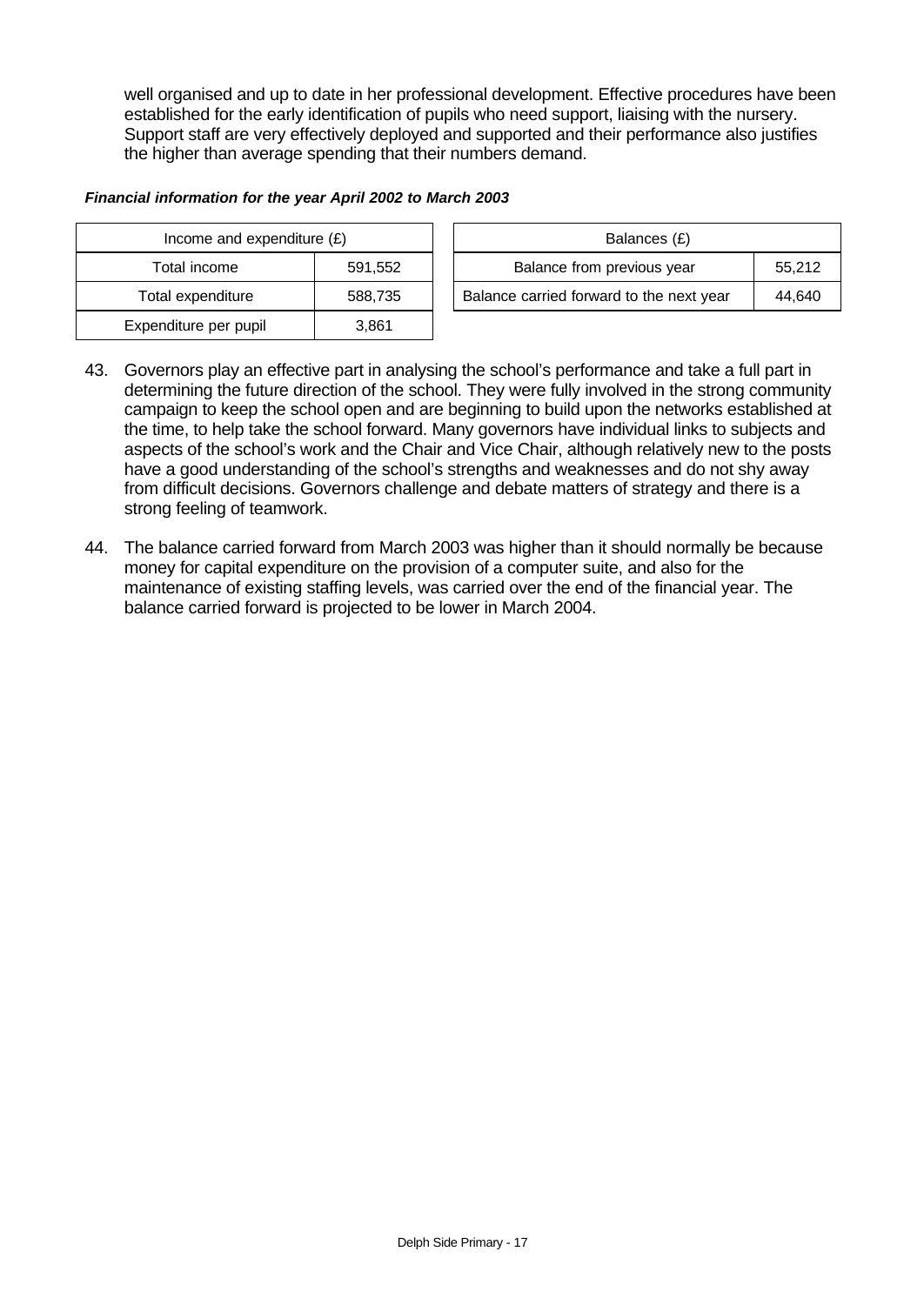well organised and up to date in her professional development. Effective procedures have been established for the early identification of pupils who need support, liaising with the nursery. Support staff are very effectively deployed and supported and their performance also justifies the higher than average spending that their numbers demand.

***Financial information for the year April 2002 to March 2003***

| Income and expenditure (£) | |
|---|---|
| Total income | 591,552 |
| Total expenditure | 588,735 |
| Expenditure per pupil | 3,861 |

| Balances (£) | |
|---|---|
| Balance from previous year | 55,212 |
| Balance carried forward to the next year | 44,640 |

43. Governors play an effective part in analysing the school's performance and take a full part in determining the future direction of the school. They were fully involved in the strong community campaign to keep the school open and are beginning to build upon the networks established at the time, to help take the school forward. Many governors have individual links to subjects and aspects of the school's work and the Chair and Vice Chair, although relatively new to the posts have a good understanding of the school's strengths and weaknesses and do not shy away from difficult decisions. Governors challenge and debate matters of strategy and there is a strong feeling of teamwork.

44. The balance carried forward from March 2003 was higher than it should normally be because money for capital expenditure on the provision of a computer suite, and also for the maintenance of existing staffing levels, was carried over the end of the financial year. The balance carried forward is projected to be lower in March 2004.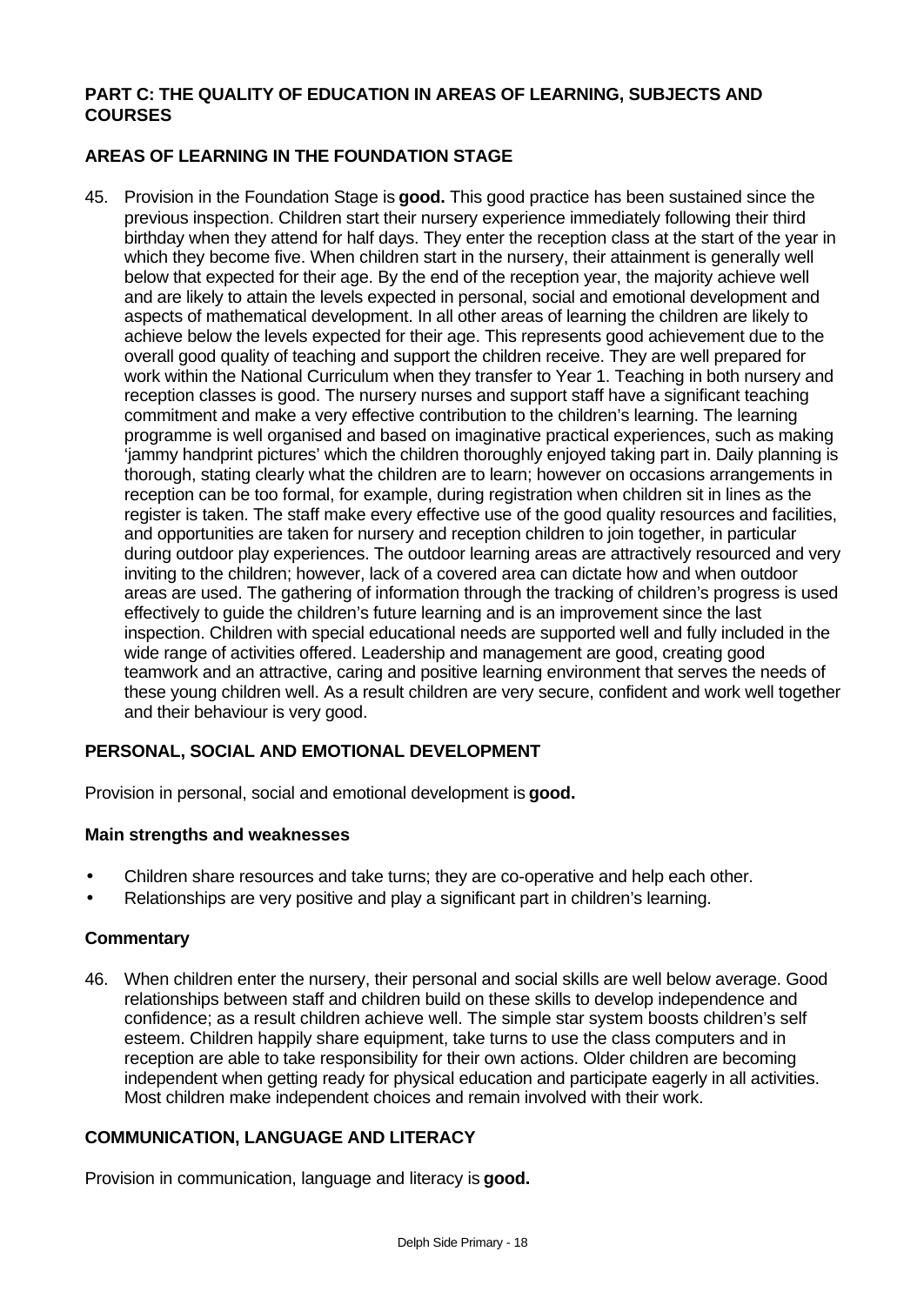## PART C: THE QUALITY OF EDUCATION IN AREAS OF LEARNING, SUBJECTS AND COURSES

### AREAS OF LEARNING IN THE FOUNDATION STAGE

45. Provision in the Foundation Stage is **good.** This good practice has been sustained since the previous inspection. Children start their nursery experience immediately following their third birthday when they attend for half days. They enter the reception class at the start of the year in which they become five. When children start in the nursery, their attainment is generally well below that expected for their age. By the end of the reception year, the majority achieve well and are likely to attain the levels expected in personal, social and emotional development and aspects of mathematical development. In all other areas of learning the children are likely to achieve below the levels expected for their age. This represents good achievement due to the overall good quality of teaching and support the children receive. They are well prepared for work within the National Curriculum when they transfer to Year 1. Teaching in both nursery and reception classes is good. The nursery nurses and support staff have a significant teaching commitment and make a very effective contribution to the children's learning. The learning programme is well organised and based on imaginative practical experiences, such as making 'jammy handprint pictures' which the children thoroughly enjoyed taking part in. Daily planning is thorough, stating clearly what the children are to learn; however on occasions arrangements in reception can be too formal, for example, during registration when children sit in lines as the register is taken. The staff make every effective use of the good quality resources and facilities, and opportunities are taken for nursery and reception children to join together, in particular during outdoor play experiences. The outdoor learning areas are attractively resourced and very inviting to the children; however, lack of a covered area can dictate how and when outdoor areas are used. The gathering of information through the tracking of children's progress is used effectively to guide the children's future learning and is an improvement since the last inspection. Children with special educational needs are supported well and fully included in the wide range of activities offered. Leadership and management are good, creating good teamwork and an attractive, caring and positive learning environment that serves the needs of these young children well. As a result children are very secure, confident and work well together and their behaviour is very good.

### PERSONAL, SOCIAL AND EMOTIONAL DEVELOPMENT

Provision in personal, social and emotional development is **good.**

#### Main strengths and weaknesses

- Children share resources and take turns; they are co-operative and help each other.
- Relationships are very positive and play a significant part in children's learning.

#### Commentary

46. When children enter the nursery, their personal and social skills are well below average. Good relationships between staff and children build on these skills to develop independence and confidence; as a result children achieve well. The simple star system boosts children's self esteem. Children happily share equipment, take turns to use the class computers and in reception are able to take responsibility for their own actions. Older children are becoming independent when getting ready for physical education and participate eagerly in all activities. Most children make independent choices and remain involved with their work.

### COMMUNICATION, LANGUAGE AND LITERACY

Provision in communication, language and literacy is **good.**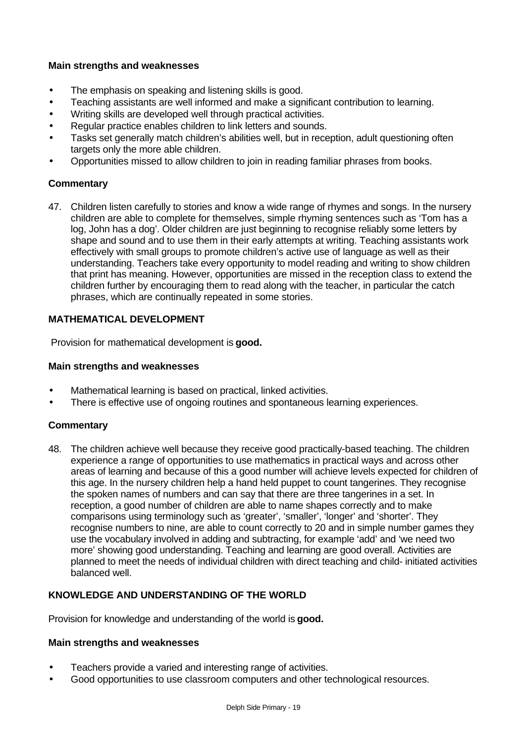**Main strengths and weaknesses**

- The emphasis on speaking and listening skills is good.
- Teaching assistants are well informed and make a significant contribution to learning.
- Writing skills are developed well through practical activities.
- Regular practice enables children to link letters and sounds.
- Tasks set generally match children's abilities well, but in reception, adult questioning often targets only the more able children.
- Opportunities missed to allow children to join in reading familiar phrases from books.

**Commentary**

47. Children listen carefully to stories and know a wide range of rhymes and songs. In the nursery children are able to complete for themselves, simple rhyming sentences such as 'Tom has a log, John has a dog'. Older children are just beginning to recognise reliably some letters by shape and sound and to use them in their early attempts at writing. Teaching assistants work effectively with small groups to promote children's active use of language as well as their understanding. Teachers take every opportunity to model reading and writing to show children that print has meaning. However, opportunities are missed in the reception class to extend the children further by encouraging them to read along with the teacher, in particular the catch phrases, which are continually repeated in some stories.

**MATHEMATICAL DEVELOPMENT**

Provision for mathematical development is **good.**

**Main strengths and weaknesses**

- Mathematical learning is based on practical, linked activities.
- There is effective use of ongoing routines and spontaneous learning experiences.

**Commentary**

48. The children achieve well because they receive good practically-based teaching. The children experience a range of opportunities to use mathematics in practical ways and across other areas of learning and because of this a good number will achieve levels expected for children of this age. In the nursery children help a hand held puppet to count tangerines. They recognise the spoken names of numbers and can say that there are three tangerines in a set. In reception, a good number of children are able to name shapes correctly and to make comparisons using terminology such as 'greater', 'smaller', 'longer' and 'shorter'. They recognise numbers to nine, are able to count correctly to 20 and in simple number games they use the vocabulary involved in adding and subtracting, for example 'add' and 'we need two more' showing good understanding. Teaching and learning are good overall. Activities are planned to meet the needs of individual children with direct teaching and child- initiated activities balanced well.

**KNOWLEDGE AND UNDERSTANDING OF THE WORLD**

Provision for knowledge and understanding of the world is **good.**

**Main strengths and weaknesses**

- Teachers provide a varied and interesting range of activities.
- Good opportunities to use classroom computers and other technological resources.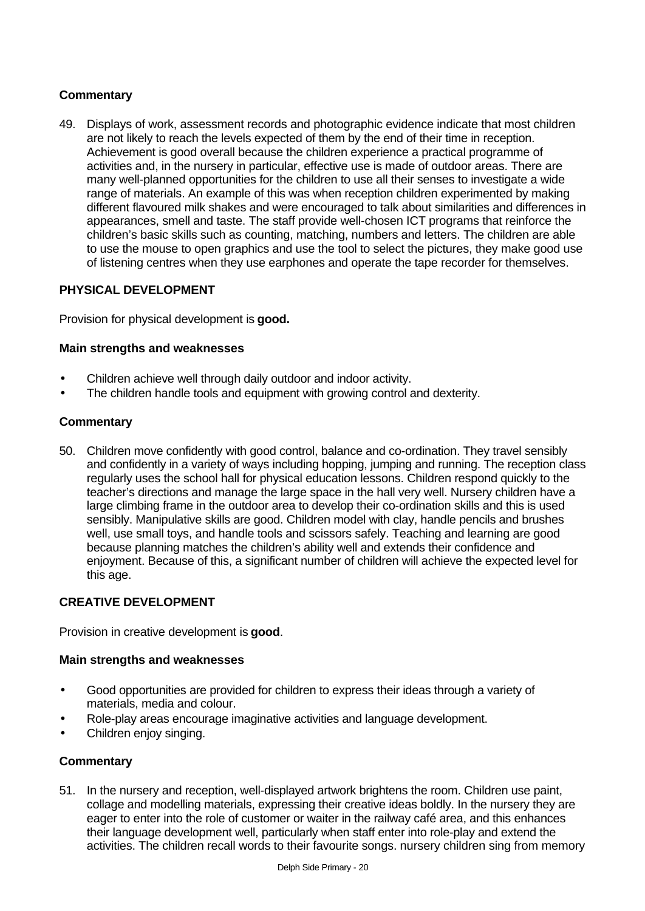**Commentary**

49. Displays of work, assessment records and photographic evidence indicate that most children are not likely to reach the levels expected of them by the end of their time in reception. Achievement is good overall because the children experience a practical programme of activities and, in the nursery in particular, effective use is made of outdoor areas. There are many well-planned opportunities for the children to use all their senses to investigate a wide range of materials. An example of this was when reception children experimented by making different flavoured milk shakes and were encouraged to talk about similarities and differences in appearances, smell and taste. The staff provide well-chosen ICT programs that reinforce the children's basic skills such as counting, matching, numbers and letters. The children are able to use the mouse to open graphics and use the tool to select the pictures, they make good use of listening centres when they use earphones and operate the tape recorder for themselves.

**PHYSICAL DEVELOPMENT**

Provision for physical development is **good.**

**Main strengths and weaknesses**

- Children achieve well through daily outdoor and indoor activity.
- The children handle tools and equipment with growing control and dexterity.

**Commentary**

50. Children move confidently with good control, balance and co-ordination. They travel sensibly and confidently in a variety of ways including hopping, jumping and running. The reception class regularly uses the school hall for physical education lessons. Children respond quickly to the teacher's directions and manage the large space in the hall very well. Nursery children have a large climbing frame in the outdoor area to develop their co-ordination skills and this is used sensibly. Manipulative skills are good. Children model with clay, handle pencils and brushes well, use small toys, and handle tools and scissors safely. Teaching and learning are good because planning matches the children's ability well and extends their confidence and enjoyment. Because of this, a significant number of children will achieve the expected level for this age.

**CREATIVE DEVELOPMENT**

Provision in creative development is **good**.

**Main strengths and weaknesses**

- Good opportunities are provided for children to express their ideas through a variety of materials, media and colour.
- Role-play areas encourage imaginative activities and language development.
- Children enjoy singing.

**Commentary**

51. In the nursery and reception, well-displayed artwork brightens the room. Children use paint, collage and modelling materials, expressing their creative ideas boldly. In the nursery they are eager to enter into the role of customer or waiter in the railway café area, and this enhances their language development well, particularly when staff enter into role-play and extend the activities. The children recall words to their favourite songs. nursery children sing from memory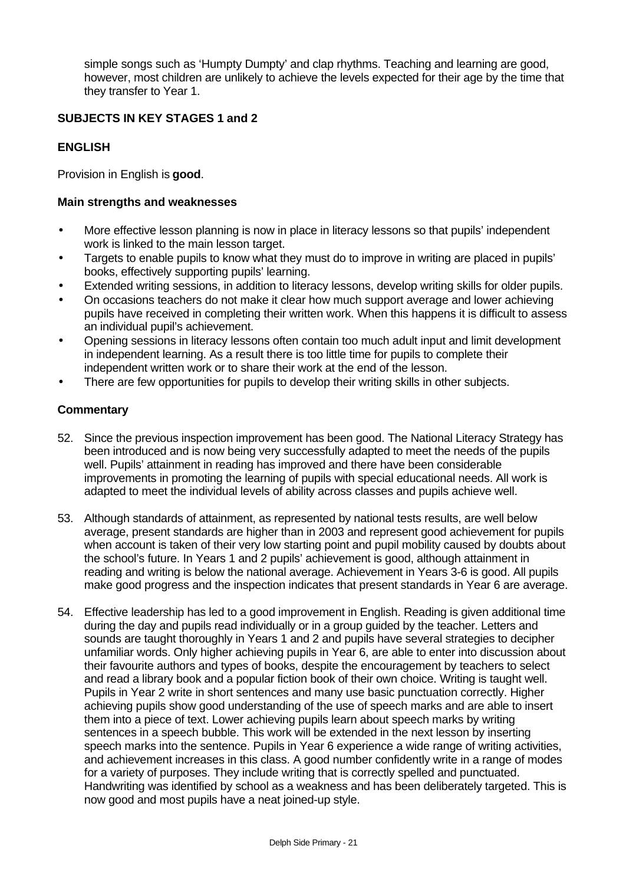simple songs such as 'Humpty Dumpty' and clap rhythms. Teaching and learning are good, however, most children are unlikely to achieve the levels expected for their age by the time that they transfer to Year 1.

## SUBJECTS IN KEY STAGES 1 and 2

### ENGLISH

Provision in English is **good**.

#### Main strengths and weaknesses

- More effective lesson planning is now in place in literacy lessons so that pupils' independent work is linked to the main lesson target.
- Targets to enable pupils to know what they must do to improve in writing are placed in pupils' books, effectively supporting pupils' learning.
- Extended writing sessions, in addition to literacy lessons, develop writing skills for older pupils.
- On occasions teachers do not make it clear how much support average and lower achieving pupils have received in completing their written work. When this happens it is difficult to assess an individual pupil's achievement.
- Opening sessions in literacy lessons often contain too much adult input and limit development in independent learning. As a result there is too little time for pupils to complete their independent written work or to share their work at the end of the lesson.
- There are few opportunities for pupils to develop their writing skills in other subjects.

#### Commentary

52. Since the previous inspection improvement has been good. The National Literacy Strategy has been introduced and is now being very successfully adapted to meet the needs of the pupils well. Pupils' attainment in reading has improved and there have been considerable improvements in promoting the learning of pupils with special educational needs. All work is adapted to meet the individual levels of ability across classes and pupils achieve well.

53. Although standards of attainment, as represented by national tests results, are well below average, present standards are higher than in 2003 and represent good achievement for pupils when account is taken of their very low starting point and pupil mobility caused by doubts about the school's future. In Years 1 and 2 pupils' achievement is good, although attainment in reading and writing is below the national average. Achievement in Years 3-6 is good. All pupils make good progress and the inspection indicates that present standards in Year 6 are average.

54. Effective leadership has led to a good improvement in English. Reading is given additional time during the day and pupils read individually or in a group guided by the teacher. Letters and sounds are taught thoroughly in Years 1 and 2 and pupils have several strategies to decipher unfamiliar words. Only higher achieving pupils in Year 6, are able to enter into discussion about their favourite authors and types of books, despite the encouragement by teachers to select and read a library book and a popular fiction book of their own choice. Writing is taught well. Pupils in Year 2 write in short sentences and many use basic punctuation correctly. Higher achieving pupils show good understanding of the use of speech marks and are able to insert them into a piece of text. Lower achieving pupils learn about speech marks by writing sentences in a speech bubble. This work will be extended in the next lesson by inserting speech marks into the sentence. Pupils in Year 6 experience a wide range of writing activities, and achievement increases in this class. A good number confidently write in a range of modes for a variety of purposes. They include writing that is correctly spelled and punctuated. Handwriting was identified by school as a weakness and has been deliberately targeted. This is now good and most pupils have a neat joined-up style.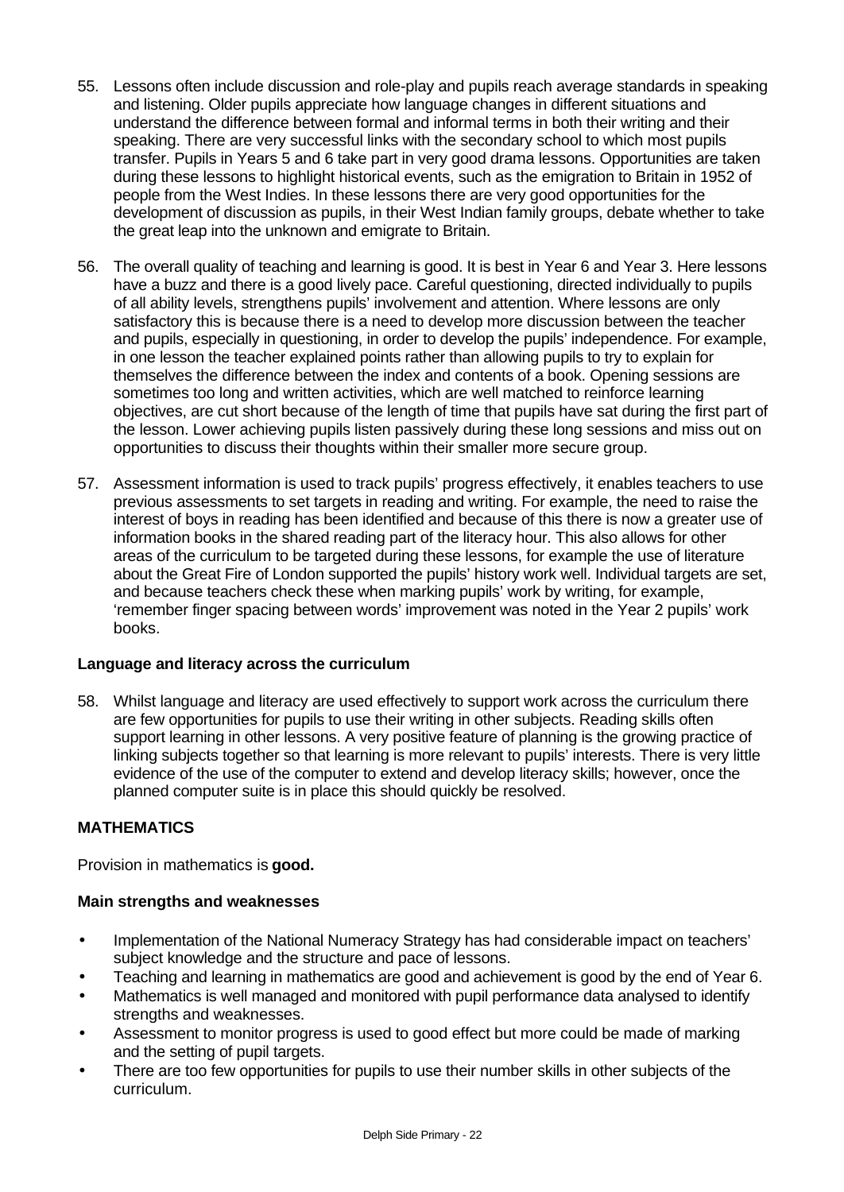55. Lessons often include discussion and role-play and pupils reach average standards in speaking and listening. Older pupils appreciate how language changes in different situations and understand the difference between formal and informal terms in both their writing and their speaking. There are very successful links with the secondary school to which most pupils transfer. Pupils in Years 5 and 6 take part in very good drama lessons. Opportunities are taken during these lessons to highlight historical events, such as the emigration to Britain in 1952 of people from the West Indies. In these lessons there are very good opportunities for the development of discussion as pupils, in their West Indian family groups, debate whether to take the great leap into the unknown and emigrate to Britain.

56. The overall quality of teaching and learning is good. It is best in Year 6 and Year 3. Here lessons have a buzz and there is a good lively pace. Careful questioning, directed individually to pupils of all ability levels, strengthens pupils' involvement and attention. Where lessons are only satisfactory this is because there is a need to develop more discussion between the teacher and pupils, especially in questioning, in order to develop the pupils' independence. For example, in one lesson the teacher explained points rather than allowing pupils to try to explain for themselves the difference between the index and contents of a book. Opening sessions are sometimes too long and written activities, which are well matched to reinforce learning objectives, are cut short because of the length of time that pupils have sat during the first part of the lesson. Lower achieving pupils listen passively during these long sessions and miss out on opportunities to discuss their thoughts within their smaller more secure group.

57. Assessment information is used to track pupils' progress effectively, it enables teachers to use previous assessments to set targets in reading and writing. For example, the need to raise the interest of boys in reading has been identified and because of this there is now a greater use of information books in the shared reading part of the literacy hour. This also allows for other areas of the curriculum to be targeted during these lessons, for example the use of literature about the Great Fire of London supported the pupils' history work well. Individual targets are set, and because teachers check these when marking pupils' work by writing, for example, 'remember finger spacing between words' improvement was noted in the Year 2 pupils' work books.

**Language and literacy across the curriculum**

58. Whilst language and literacy are used effectively to support work across the curriculum there are few opportunities for pupils to use their writing in other subjects. Reading skills often support learning in other lessons. A very positive feature of planning is the growing practice of linking subjects together so that learning is more relevant to pupils' interests. There is very little evidence of the use of the computer to extend and develop literacy skills; however, once the planned computer suite is in place this should quickly be resolved.

## MATHEMATICS

Provision in mathematics is **good.**

**Main strengths and weaknesses**

- Implementation of the National Numeracy Strategy has had considerable impact on teachers' subject knowledge and the structure and pace of lessons.
- Teaching and learning in mathematics are good and achievement is good by the end of Year 6.
- Mathematics is well managed and monitored with pupil performance data analysed to identify strengths and weaknesses.
- Assessment to monitor progress is used to good effect but more could be made of marking and the setting of pupil targets.
- There are too few opportunities for pupils to use their number skills in other subjects of the curriculum.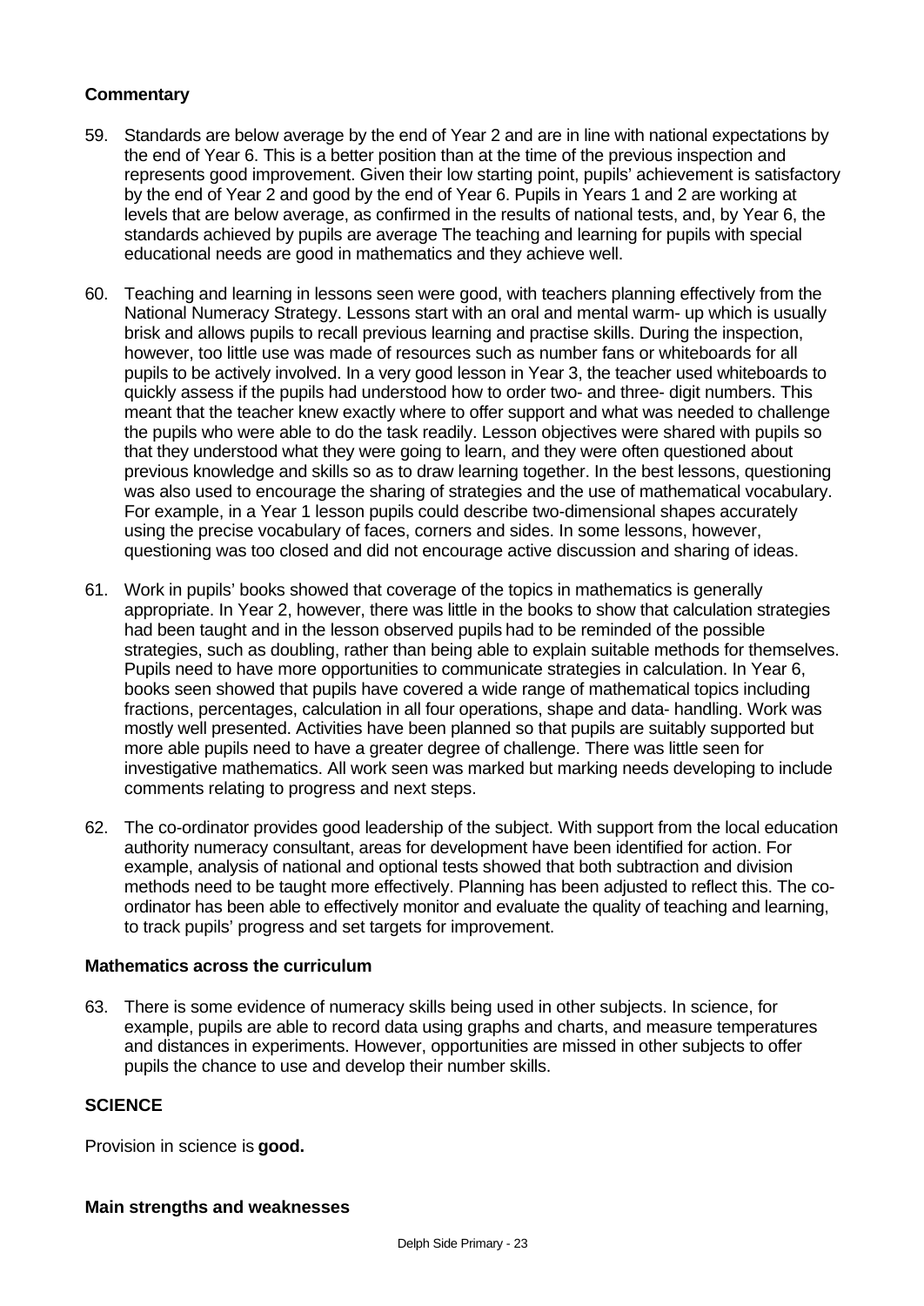**Commentary**

59. Standards are below average by the end of Year 2 and are in line with national expectations by the end of Year 6. This is a better position than at the time of the previous inspection and represents good improvement. Given their low starting point, pupils' achievement is satisfactory by the end of Year 2 and good by the end of Year 6. Pupils in Years 1 and 2 are working at levels that are below average, as confirmed in the results of national tests, and, by Year 6, the standards achieved by pupils are average The teaching and learning for pupils with special educational needs are good in mathematics and they achieve well.

60. Teaching and learning in lessons seen were good, with teachers planning effectively from the National Numeracy Strategy. Lessons start with an oral and mental warm- up which is usually brisk and allows pupils to recall previous learning and practise skills. During the inspection, however, too little use was made of resources such as number fans or whiteboards for all pupils to be actively involved. In a very good lesson in Year 3, the teacher used whiteboards to quickly assess if the pupils had understood how to order two- and three- digit numbers. This meant that the teacher knew exactly where to offer support and what was needed to challenge the pupils who were able to do the task readily. Lesson objectives were shared with pupils so that they understood what they were going to learn, and they were often questioned about previous knowledge and skills so as to draw learning together. In the best lessons, questioning was also used to encourage the sharing of strategies and the use of mathematical vocabulary. For example, in a Year 1 lesson pupils could describe two-dimensional shapes accurately using the precise vocabulary of faces, corners and sides. In some lessons, however, questioning was too closed and did not encourage active discussion and sharing of ideas.

61. Work in pupils' books showed that coverage of the topics in mathematics is generally appropriate. In Year 2, however, there was little in the books to show that calculation strategies had been taught and in the lesson observed pupils had to be reminded of the possible strategies, such as doubling, rather than being able to explain suitable methods for themselves. Pupils need to have more opportunities to communicate strategies in calculation. In Year 6, books seen showed that pupils have covered a wide range of mathematical topics including fractions, percentages, calculation in all four operations, shape and data- handling. Work was mostly well presented. Activities have been planned so that pupils are suitably supported but more able pupils need to have a greater degree of challenge. There was little seen for investigative mathematics. All work seen was marked but marking needs developing to include comments relating to progress and next steps.

62. The co-ordinator provides good leadership of the subject. With support from the local education authority numeracy consultant, areas for development have been identified for action. For example, analysis of national and optional tests showed that both subtraction and division methods need to be taught more effectively. Planning has been adjusted to reflect this. The co-ordinator has been able to effectively monitor and evaluate the quality of teaching and learning, to track pupils' progress and set targets for improvement.

**Mathematics across the curriculum**

63. There is some evidence of numeracy skills being used in other subjects. In science, for example, pupils are able to record data using graphs and charts, and measure temperatures and distances in experiments. However, opportunities are missed in other subjects to offer pupils the chance to use and develop their number skills.

**SCIENCE**

Provision in science is **good.**

**Main strengths and weaknesses**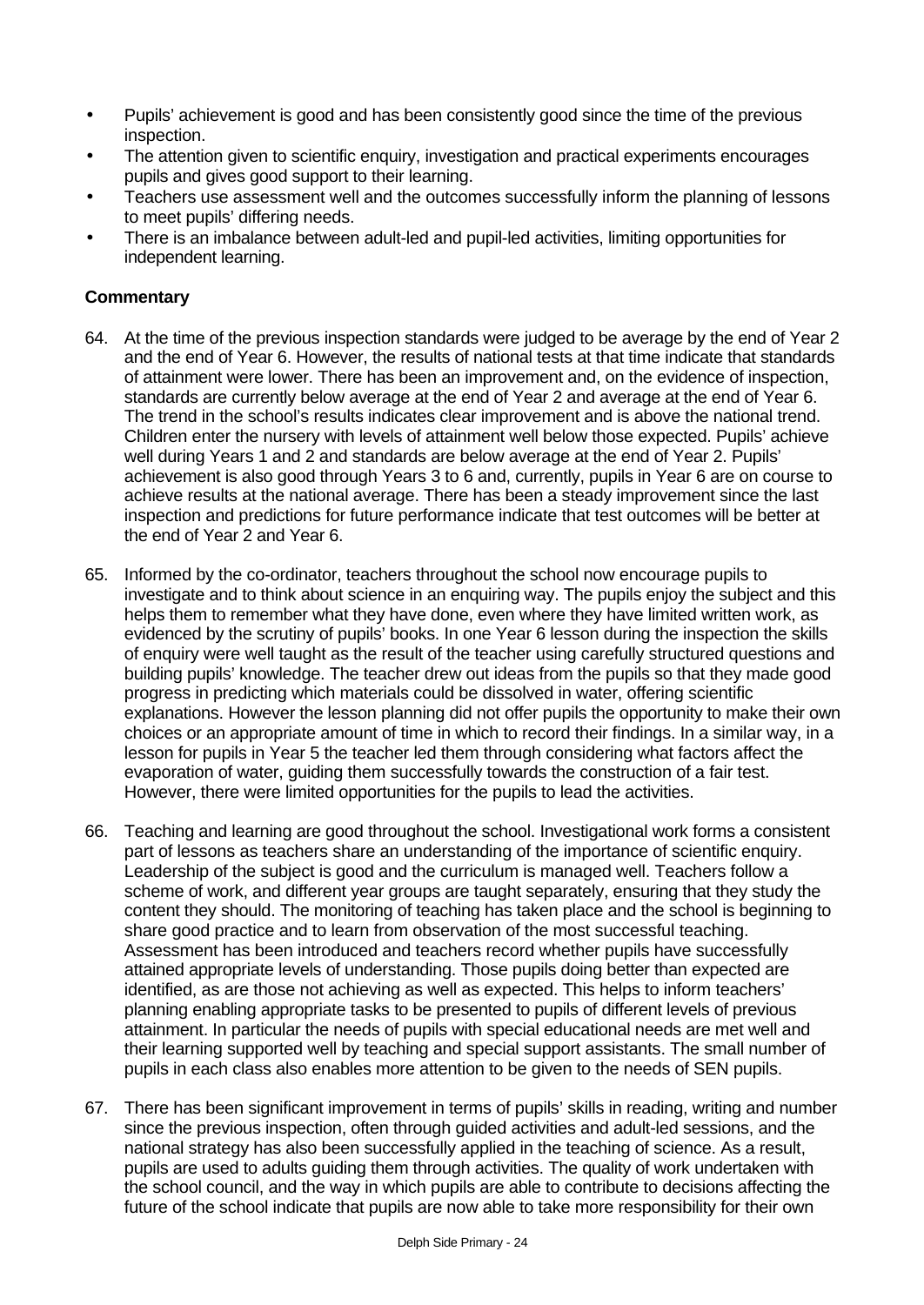- Pupils' achievement is good and has been consistently good since the time of the previous inspection.
- The attention given to scientific enquiry, investigation and practical experiments encourages pupils and gives good support to their learning.
- Teachers use assessment well and the outcomes successfully inform the planning of lessons to meet pupils' differing needs.
- There is an imbalance between adult-led and pupil-led activities, limiting opportunities for independent learning.

**Commentary**

64. At the time of the previous inspection standards were judged to be average by the end of Year 2 and the end of Year 6. However, the results of national tests at that time indicate that standards of attainment were lower. There has been an improvement and, on the evidence of inspection, standards are currently below average at the end of Year 2 and average at the end of Year 6. The trend in the school's results indicates clear improvement and is above the national trend. Children enter the nursery with levels of attainment well below those expected. Pupils' achieve well during Years 1 and 2 and standards are below average at the end of Year 2. Pupils' achievement is also good through Years 3 to 6 and, currently, pupils in Year 6 are on course to achieve results at the national average. There has been a steady improvement since the last inspection and predictions for future performance indicate that test outcomes will be better at the end of Year 2 and Year 6.

65. Informed by the co-ordinator, teachers throughout the school now encourage pupils to investigate and to think about science in an enquiring way. The pupils enjoy the subject and this helps them to remember what they have done, even where they have limited written work, as evidenced by the scrutiny of pupils' books. In one Year 6 lesson during the inspection the skills of enquiry were well taught as the result of the teacher using carefully structured questions and building pupils' knowledge. The teacher drew out ideas from the pupils so that they made good progress in predicting which materials could be dissolved in water, offering scientific explanations. However the lesson planning did not offer pupils the opportunity to make their own choices or an appropriate amount of time in which to record their findings. In a similar way, in a lesson for pupils in Year 5 the teacher led them through considering what factors affect the evaporation of water, guiding them successfully towards the construction of a fair test. However, there were limited opportunities for the pupils to lead the activities.

66. Teaching and learning are good throughout the school. Investigational work forms a consistent part of lessons as teachers share an understanding of the importance of scientific enquiry. Leadership of the subject is good and the curriculum is managed well. Teachers follow a scheme of work, and different year groups are taught separately, ensuring that they study the content they should. The monitoring of teaching has taken place and the school is beginning to share good practice and to learn from observation of the most successful teaching. Assessment has been introduced and teachers record whether pupils have successfully attained appropriate levels of understanding. Those pupils doing better than expected are identified, as are those not achieving as well as expected. This helps to inform teachers' planning enabling appropriate tasks to be presented to pupils of different levels of previous attainment. In particular the needs of pupils with special educational needs are met well and their learning supported well by teaching and special support assistants. The small number of pupils in each class also enables more attention to be given to the needs of SEN pupils.

67. There has been significant improvement in terms of pupils' skills in reading, writing and number since the previous inspection, often through guided activities and adult-led sessions, and the national strategy has also been successfully applied in the teaching of science. As a result, pupils are used to adults guiding them through activities. The quality of work undertaken with the school council, and the way in which pupils are able to contribute to decisions affecting the future of the school indicate that pupils are now able to take more responsibility for their own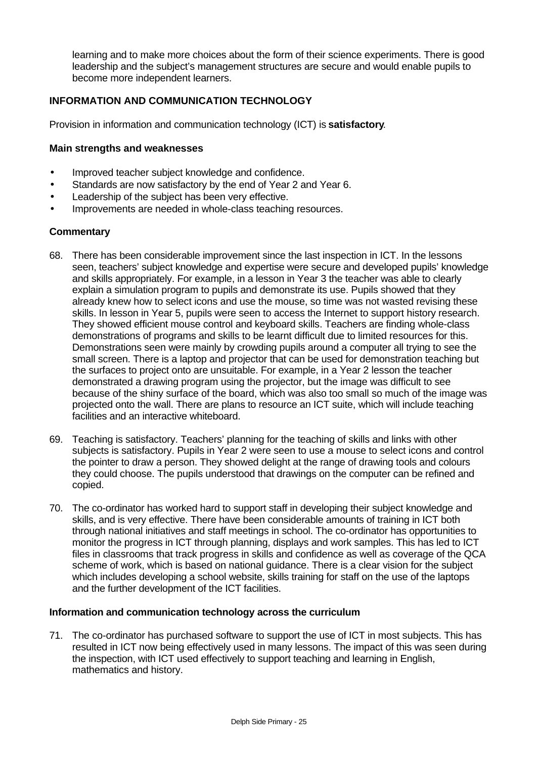learning and to make more choices about the form of their science experiments. There is good leadership and the subject's management structures are secure and would enable pupils to become more independent learners.

## INFORMATION AND COMMUNICATION TECHNOLOGY

Provision in information and communication technology (ICT) is **satisfactory**.

### Main strengths and weaknesses

- Improved teacher subject knowledge and confidence.
- Standards are now satisfactory by the end of Year 2 and Year 6.
- Leadership of the subject has been very effective.
- Improvements are needed in whole-class teaching resources.

### Commentary

68. There has been considerable improvement since the last inspection in ICT. In the lessons seen, teachers' subject knowledge and expertise were secure and developed pupils' knowledge and skills appropriately. For example, in a lesson in Year 3 the teacher was able to clearly explain a simulation program to pupils and demonstrate its use. Pupils showed that they already knew how to select icons and use the mouse, so time was not wasted revising these skills. In lesson in Year 5, pupils were seen to access the Internet to support history research. They showed efficient mouse control and keyboard skills. Teachers are finding whole-class demonstrations of programs and skills to be learnt difficult due to limited resources for this. Demonstrations seen were mainly by crowding pupils around a computer all trying to see the small screen. There is a laptop and projector that can be used for demonstration teaching but the surfaces to project onto are unsuitable. For example, in a Year 2 lesson the teacher demonstrated a drawing program using the projector, but the image was difficult to see because of the shiny surface of the board, which was also too small so much of the image was projected onto the wall. There are plans to resource an ICT suite, which will include teaching facilities and an interactive whiteboard.

69. Teaching is satisfactory. Teachers' planning for the teaching of skills and links with other subjects is satisfactory. Pupils in Year 2 were seen to use a mouse to select icons and control the pointer to draw a person. They showed delight at the range of drawing tools and colours they could choose. The pupils understood that drawings on the computer can be refined and copied.

70. The co-ordinator has worked hard to support staff in developing their subject knowledge and skills, and is very effective. There have been considerable amounts of training in ICT both through national initiatives and staff meetings in school. The co-ordinator has opportunities to monitor the progress in ICT through planning, displays and work samples. This has led to ICT files in classrooms that track progress in skills and confidence as well as coverage of the QCA scheme of work, which is based on national guidance. There is a clear vision for the subject which includes developing a school website, skills training for staff on the use of the laptops and the further development of the ICT facilities.

### Information and communication technology across the curriculum

71. The co-ordinator has purchased software to support the use of ICT in most subjects. This has resulted in ICT now being effectively used in many lessons. The impact of this was seen during the inspection, with ICT used effectively to support teaching and learning in English, mathematics and history.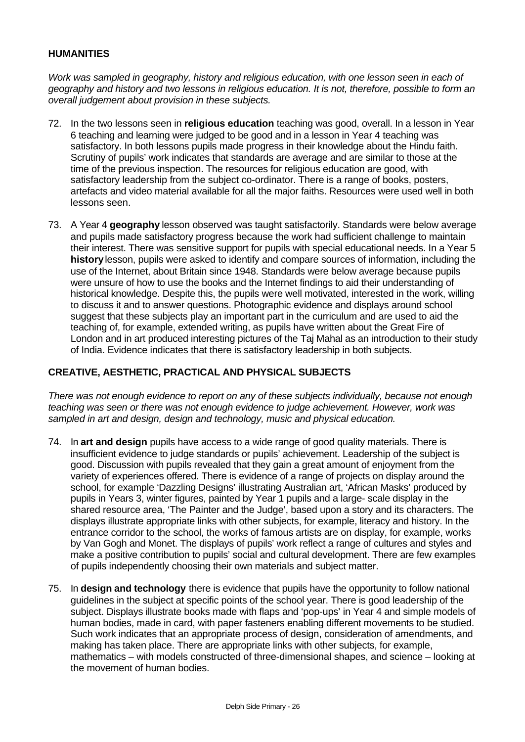## HUMANITIES

*Work was sampled in geography, history and religious education, with one lesson seen in each of geography and history and two lessons in religious education. It is not, therefore, possible to form an overall judgement about provision in these subjects.*

72. In the two lessons seen in **religious education** teaching was good, overall. In a lesson in Year 6 teaching and learning were judged to be good and in a lesson in Year 4 teaching was satisfactory. In both lessons pupils made progress in their knowledge about the Hindu faith. Scrutiny of pupils' work indicates that standards are average and are similar to those at the time of the previous inspection. The resources for religious education are good, with satisfactory leadership from the subject co-ordinator. There is a range of books, posters, artefacts and video material available for all the major faiths. Resources were used well in both lessons seen.

73. A Year 4 **geography** lesson observed was taught satisfactorily. Standards were below average and pupils made satisfactory progress because the work had sufficient challenge to maintain their interest. There was sensitive support for pupils with special educational needs. In a Year 5 **history** lesson, pupils were asked to identify and compare sources of information, including the use of the Internet, about Britain since 1948. Standards were below average because pupils were unsure of how to use the books and the Internet findings to aid their understanding of historical knowledge. Despite this, the pupils were well motivated, interested in the work, willing to discuss it and to answer questions. Photographic evidence and displays around school suggest that these subjects play an important part in the curriculum and are used to aid the teaching of, for example, extended writing, as pupils have written about the Great Fire of London and in art produced interesting pictures of the Taj Mahal as an introduction to their study of India. Evidence indicates that there is satisfactory leadership in both subjects.

## CREATIVE, AESTHETIC, PRACTICAL AND PHYSICAL SUBJECTS

*There was not enough evidence to report on any of these subjects individually, because not enough teaching was seen or there was not enough evidence to judge achievement. However, work was sampled in art and design, design and technology, music and physical education.*

74. In **art and design** pupils have access to a wide range of good quality materials. There is insufficient evidence to judge standards or pupils' achievement. Leadership of the subject is good. Discussion with pupils revealed that they gain a great amount of enjoyment from the variety of experiences offered. There is evidence of a range of projects on display around the school, for example 'Dazzling Designs' illustrating Australian art, 'African Masks' produced by pupils in Years 3, winter figures, painted by Year 1 pupils and a large- scale display in the shared resource area, 'The Painter and the Judge', based upon a story and its characters. The displays illustrate appropriate links with other subjects, for example, literacy and history. In the entrance corridor to the school, the works of famous artists are on display, for example, works by Van Gogh and Monet. The displays of pupils' work reflect a range of cultures and styles and make a positive contribution to pupils' social and cultural development. There are few examples of pupils independently choosing their own materials and subject matter.

75. In **design and technology** there is evidence that pupils have the opportunity to follow national guidelines in the subject at specific points of the school year. There is good leadership of the subject. Displays illustrate books made with flaps and 'pop-ups' in Year 4 and simple models of human bodies, made in card, with paper fasteners enabling different movements to be studied. Such work indicates that an appropriate process of design, consideration of amendments, and making has taken place. There are appropriate links with other subjects, for example, mathematics – with models constructed of three-dimensional shapes, and science – looking at the movement of human bodies.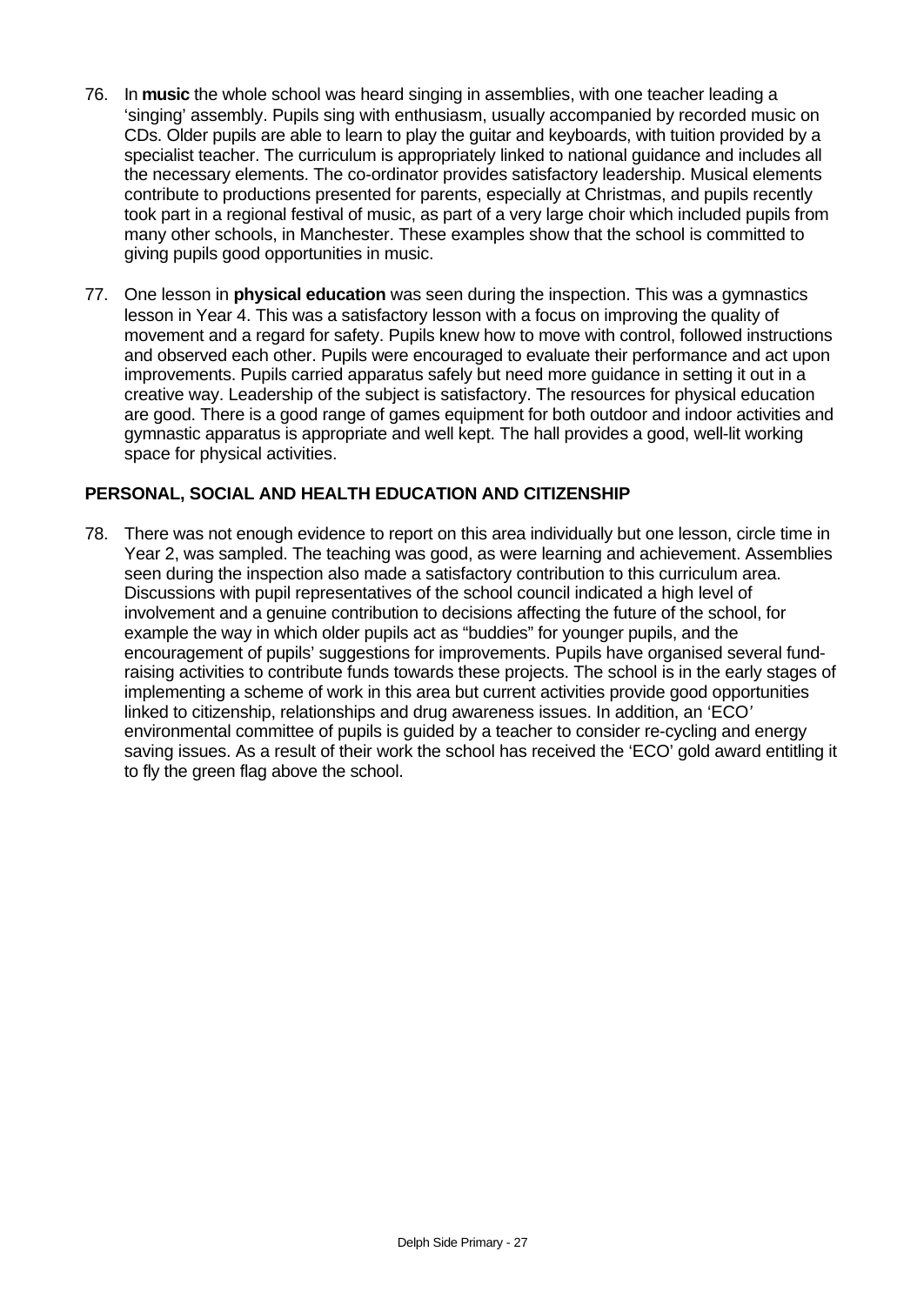76. In **music** the whole school was heard singing in assemblies, with one teacher leading a 'singing' assembly. Pupils sing with enthusiasm, usually accompanied by recorded music on CDs. Older pupils are able to learn to play the guitar and keyboards, with tuition provided by a specialist teacher. The curriculum is appropriately linked to national guidance and includes all the necessary elements. The co-ordinator provides satisfactory leadership. Musical elements contribute to productions presented for parents, especially at Christmas, and pupils recently took part in a regional festival of music, as part of a very large choir which included pupils from many other schools, in Manchester. These examples show that the school is committed to giving pupils good opportunities in music.

77. One lesson in **physical education** was seen during the inspection. This was a gymnastics lesson in Year 4. This was a satisfactory lesson with a focus on improving the quality of movement and a regard for safety. Pupils knew how to move with control, followed instructions and observed each other. Pupils were encouraged to evaluate their performance and act upon improvements. Pupils carried apparatus safely but need more guidance in setting it out in a creative way. Leadership of the subject is satisfactory. The resources for physical education are good. There is a good range of games equipment for both outdoor and indoor activities and gymnastic apparatus is appropriate and well kept. The hall provides a good, well-lit working space for physical activities.

## PERSONAL, SOCIAL AND HEALTH EDUCATION AND CITIZENSHIP

78. There was not enough evidence to report on this area individually but one lesson, circle time in Year 2, was sampled. The teaching was good, as were learning and achievement. Assemblies seen during the inspection also made a satisfactory contribution to this curriculum area. Discussions with pupil representatives of the school council indicated a high level of involvement and a genuine contribution to decisions affecting the future of the school, for example the way in which older pupils act as "buddies" for younger pupils, and the encouragement of pupils' suggestions for improvements. Pupils have organised several fund-raising activities to contribute funds towards these projects. The school is in the early stages of implementing a scheme of work in this area but current activities provide good opportunities linked to citizenship, relationships and drug awareness issues. In addition, an 'ECO' environmental committee of pupils is guided by a teacher to consider re-cycling and energy saving issues. As a result of their work the school has received the 'ECO' gold award entitling it to fly the green flag above the school.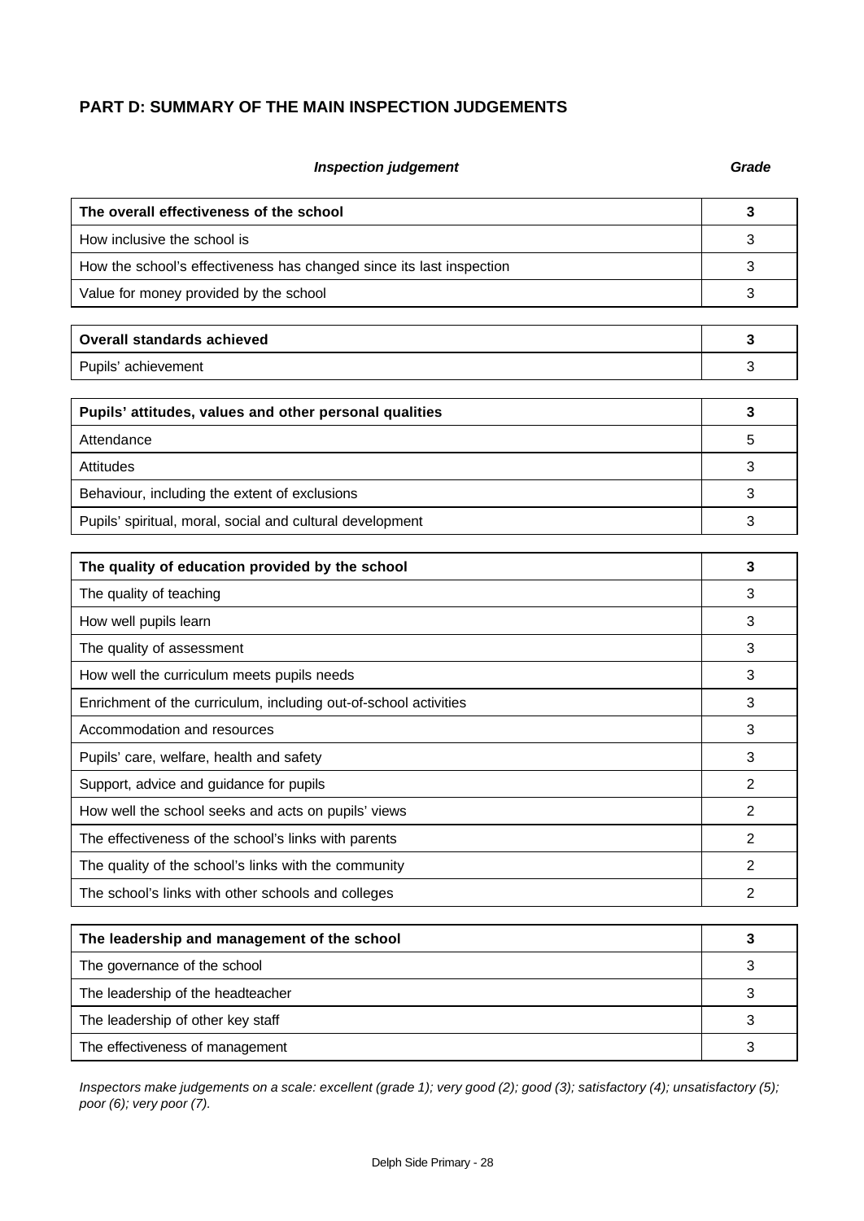## PART D: SUMMARY OF THE MAIN INSPECTION JUDGEMENTS

| ***Inspection judgement*** | ***Grade*** |
|---|---|
| **The overall effectiveness of the school** | **3** |
| How inclusive the school is | 3 |
| How the school's effectiveness has changed since its last inspection | 3 |
| Value for money provided by the school | 3 |
| **Overall standards achieved** | **3** |
| Pupils' achievement | 3 |
| **Pupils' attitudes, values and other personal qualities** | **3** |
| Attendance | 5 |
| Attitudes | 3 |
| Behaviour, including the extent of exclusions | 3 |
| Pupils' spiritual, moral, social and cultural development | 3 |
| **The quality of education provided by the school** | **3** |
| The quality of teaching | 3 |
| How well pupils learn | 3 |
| The quality of assessment | 3 |
| How well the curriculum meets pupils needs | 3 |
| Enrichment of the curriculum, including out-of-school activities | 3 |
| Accommodation and resources | 3 |
| Pupils' care, welfare, health and safety | 3 |
| Support, advice and guidance for pupils | 2 |
| How well the school seeks and acts on pupils' views | 2 |
| The effectiveness of the school's links with parents | 2 |
| The quality of the school's links with the community | 2 |
| The school's links with other schools and colleges | 2 |
| **The leadership and management of the school** | **3** |
| The governance of the school | 3 |
| The leadership of the headteacher | 3 |
| The leadership of other key staff | 3 |
| The effectiveness of management | 3 |

*Inspectors make judgements on a scale: excellent (grade 1); very good (2); good (3); satisfactory (4); unsatisfactory (5); poor (6); very poor (7).*